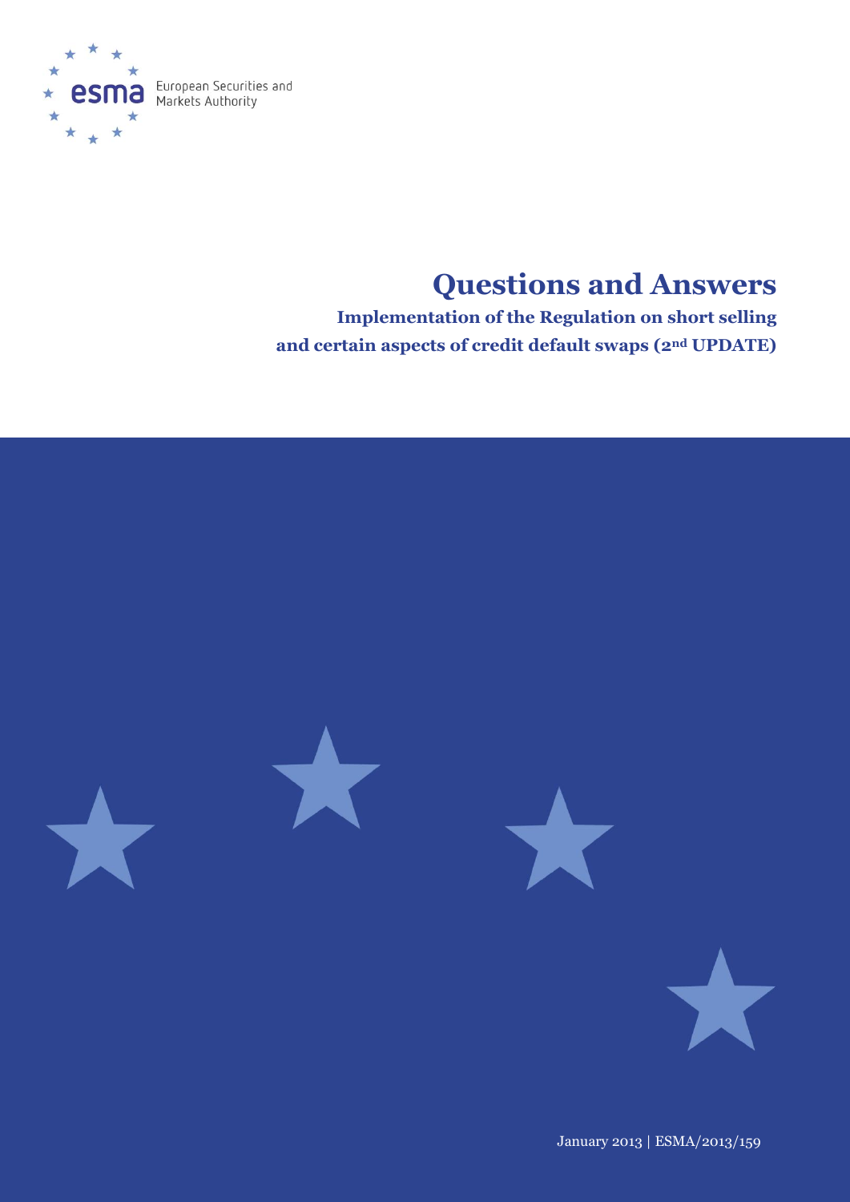European Securities and Markets Authority

# Questions and Answers

## Implementation of the Regulation on short selling and certain aspects of credit default swaps (2nd UPDATE)

January 2013 | ESMA/2013/159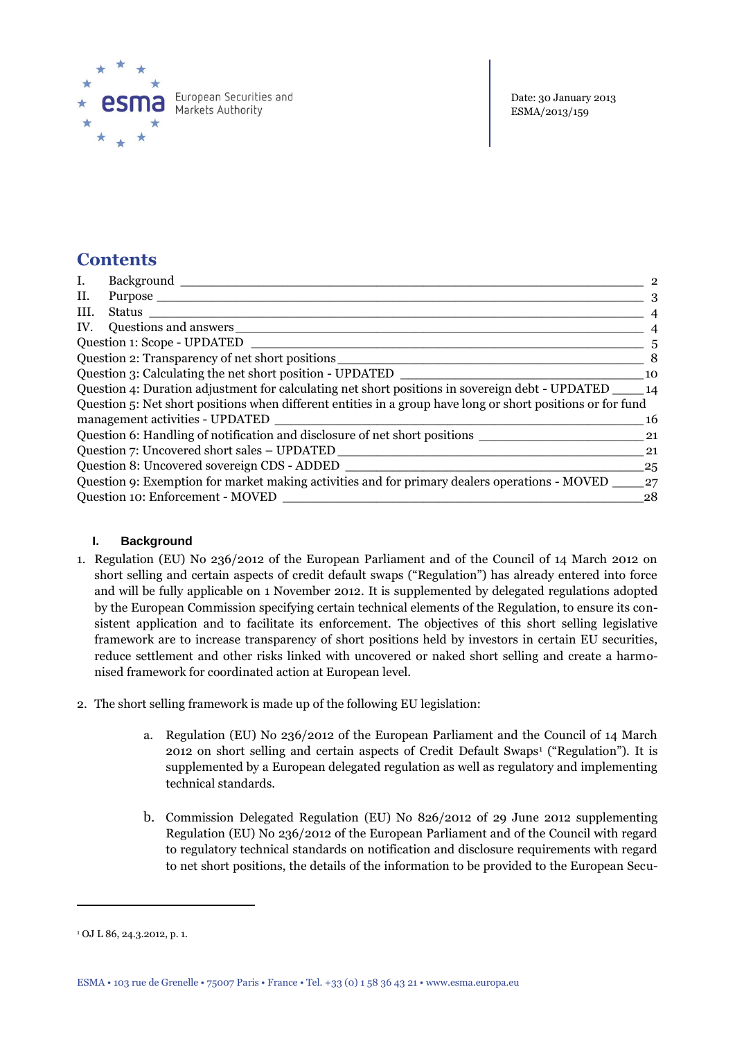Date: 30 January 2013
ESMA/2013/159

# Contents

| | |
|---|---|
| I. Background | 2 |
| II. Purpose | 3 |
| III. Status | 4 |
| IV. Questions and answers | 4 |
| Question 1: Scope - UPDATED | 5 |
| Question 2: Transparency of net short positions | 8 |
| Question 3: Calculating the net short position - UPDATED | 10 |
| Question 4: Duration adjustment for calculating net short positions in sovereign debt - UPDATED | 14 |
| Question 5: Net short positions when different entities in a group have long or short positions or for fund management activities - UPDATED | 16 |
| Question 6: Handling of notification and disclosure of net short positions | 21 |
| Question 7: Uncovered short sales – UPDATED | 21 |
| Question 8: Uncovered sovereign CDS - ADDED | 25 |
| Question 9: Exemption for market making activities and for primary dealers operations - MOVED | 27 |
| Question 10: Enforcement - MOVED | 28 |

## I. Background

1. Regulation (EU) No 236/2012 of the European Parliament and of the Council of 14 March 2012 on short selling and certain aspects of credit default swaps ("Regulation") has already entered into force and will be fully applicable on 1 November 2012. It is supplemented by delegated regulations adopted by the European Commission specifying certain technical elements of the Regulation, to ensure its consistent application and to facilitate its enforcement. The objectives of this short selling legislative framework are to increase transparency of short positions held by investors in certain EU securities, reduce settlement and other risks linked with uncovered or naked short selling and create a harmonised framework for coordinated action at European level.

2. The short selling framework is made up of the following EU legislation:

   a. Regulation (EU) No 236/2012 of the European Parliament and the Council of 14 March 2012 on short selling and certain aspects of Credit Default Swaps[1] ("Regulation"). It is supplemented by a European delegated regulation as well as regulatory and implementing technical standards.

   b. Commission Delegated Regulation (EU) No 826/2012 of 29 June 2012 supplementing Regulation (EU) No 236/2012 of the European Parliament and of the Council with regard to regulatory technical standards on notification and disclosure requirements with regard to net short positions, the details of the information to be provided to the European Secu-

[1] OJ L 86, 24.3.2012, p. 1.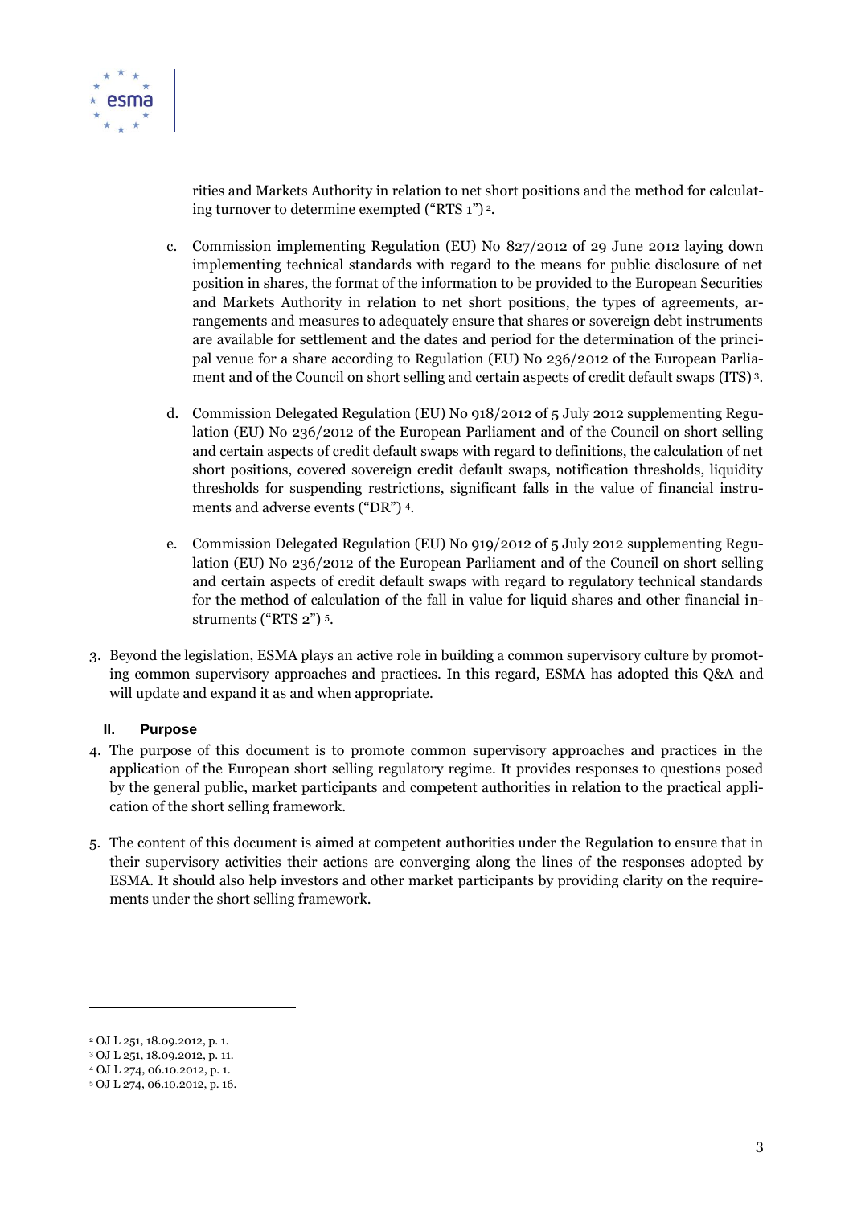rities and Markets Authority in relation to net short positions and the method for calculating turnover to determine exempted ("RTS 1") [2].

c. Commission implementing Regulation (EU) No 827/2012 of 29 June 2012 laying down implementing technical standards with regard to the means for public disclosure of net position in shares, the format of the information to be provided to the European Securities and Markets Authority in relation to net short positions, the types of agreements, arrangements and measures to adequately ensure that shares or sovereign debt instruments are available for settlement and the dates and period for the determination of the principal venue for a share according to Regulation (EU) No 236/2012 of the European Parliament and of the Council on short selling and certain aspects of credit default swaps (ITS) [3].

d. Commission Delegated Regulation (EU) No 918/2012 of 5 July 2012 supplementing Regulation (EU) No 236/2012 of the European Parliament and of the Council on short selling and certain aspects of credit default swaps with regard to definitions, the calculation of net short positions, covered sovereign credit default swaps, notification thresholds, liquidity thresholds for suspending restrictions, significant falls in the value of financial instruments and adverse events ("DR") [4].

e. Commission Delegated Regulation (EU) No 919/2012 of 5 July 2012 supplementing Regulation (EU) No 236/2012 of the European Parliament and of the Council on short selling and certain aspects of credit default swaps with regard to regulatory technical standards for the method of calculation of the fall in value for liquid shares and other financial instruments ("RTS 2") [5].

3. Beyond the legislation, ESMA plays an active role in building a common supervisory culture by promoting common supervisory approaches and practices. In this regard, ESMA has adopted this Q&A and will update and expand it as and when appropriate.

## II. Purpose

4. The purpose of this document is to promote common supervisory approaches and practices in the application of the European short selling regulatory regime. It provides responses to questions posed by the general public, market participants and competent authorities in relation to the practical application of the short selling framework.

5. The content of this document is aimed at competent authorities under the Regulation to ensure that in their supervisory activities their actions are converging along the lines of the responses adopted by ESMA. It should also help investors and other market participants by providing clarity on the requirements under the short selling framework.

---

[2] OJ L 251, 18.09.2012, p. 1.

[3] OJ L 251, 18.09.2012, p. 11.

[4] OJ L 274, 06.10.2012, p. 1.

[5] OJ L 274, 06.10.2012, p. 16.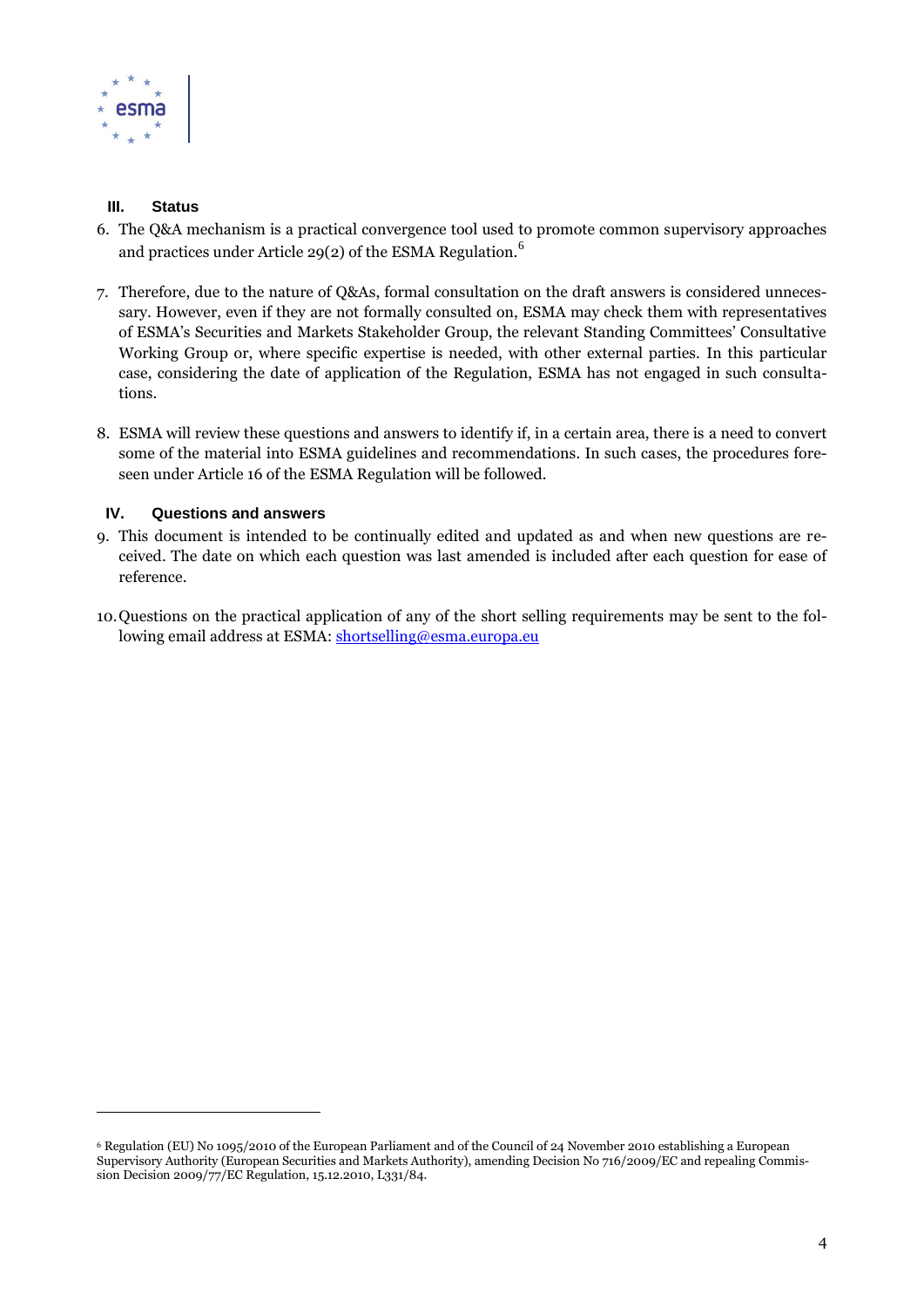## III. Status

6. The Q&A mechanism is a practical convergence tool used to promote common supervisory approaches and practices under Article 29(2) of the ESMA Regulation.[6]

7. Therefore, due to the nature of Q&As, formal consultation on the draft answers is considered unnecessary. However, even if they are not formally consulted on, ESMA may check them with representatives of ESMA's Securities and Markets Stakeholder Group, the relevant Standing Committees' Consultative Working Group or, where specific expertise is needed, with other external parties. In this particular case, considering the date of application of the Regulation, ESMA has not engaged in such consultations.

8. ESMA will review these questions and answers to identify if, in a certain area, there is a need to convert some of the material into ESMA guidelines and recommendations. In such cases, the procedures foreseen under Article 16 of the ESMA Regulation will be followed.

## IV. Questions and answers

9. This document is intended to be continually edited and updated as and when new questions are received. The date on which each question was last amended is included after each question for ease of reference.

10. Questions on the practical application of any of the short selling requirements may be sent to the following email address at ESMA: [shortselling@esma.europa.eu](mailto:shortselling@esma.europa.eu)

---

[6] Regulation (EU) No 1095/2010 of the European Parliament and of the Council of 24 November 2010 establishing a European Supervisory Authority (European Securities and Markets Authority), amending Decision No 716/2009/EC and repealing Commission Decision 2009/77/EC Regulation, 15.12.2010, L331/84.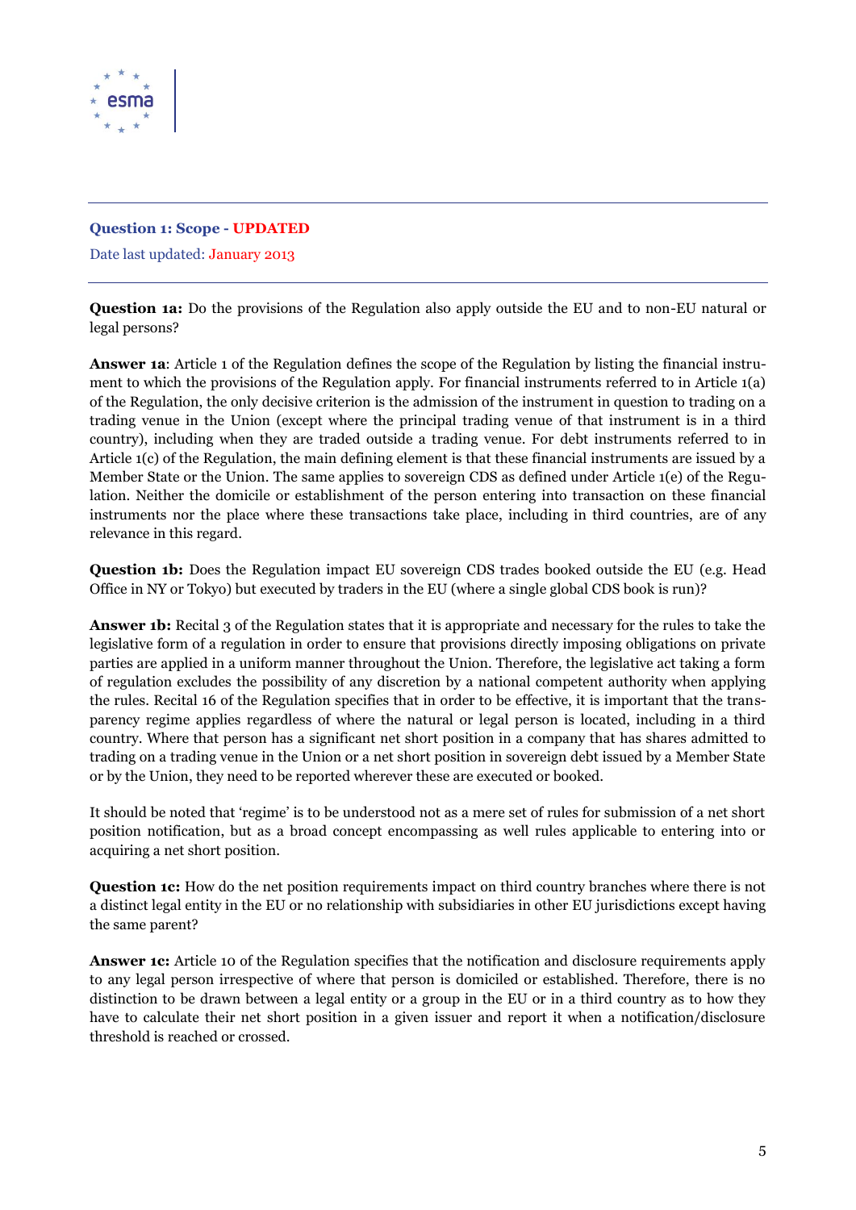## Question 1: Scope - UPDATED

Date last updated: January 2013

**Question 1a:** Do the provisions of the Regulation also apply outside the EU and to non-EU natural or legal persons?

**Answer 1a**: Article 1 of the Regulation defines the scope of the Regulation by listing the financial instrument to which the provisions of the Regulation apply. For financial instruments referred to in Article 1(a) of the Regulation, the only decisive criterion is the admission of the instrument in question to trading on a trading venue in the Union (except where the principal trading venue of that instrument is in a third country), including when they are traded outside a trading venue. For debt instruments referred to in Article 1(c) of the Regulation, the main defining element is that these financial instruments are issued by a Member State or the Union. The same applies to sovereign CDS as defined under Article 1(e) of the Regulation. Neither the domicile or establishment of the person entering into transaction on these financial instruments nor the place where these transactions take place, including in third countries, are of any relevance in this regard.

**Question 1b:** Does the Regulation impact EU sovereign CDS trades booked outside the EU (e.g. Head Office in NY or Tokyo) but executed by traders in the EU (where a single global CDS book is run)?

**Answer 1b:** Recital 3 of the Regulation states that it is appropriate and necessary for the rules to take the legislative form of a regulation in order to ensure that provisions directly imposing obligations on private parties are applied in a uniform manner throughout the Union. Therefore, the legislative act taking a form of regulation excludes the possibility of any discretion by a national competent authority when applying the rules. Recital 16 of the Regulation specifies that in order to be effective, it is important that the transparency regime applies regardless of where the natural or legal person is located, including in a third country. Where that person has a significant net short position in a company that has shares admitted to trading on a trading venue in the Union or a net short position in sovereign debt issued by a Member State or by the Union, they need to be reported wherever these are executed or booked.

It should be noted that 'regime' is to be understood not as a mere set of rules for submission of a net short position notification, but as a broad concept encompassing as well rules applicable to entering into or acquiring a net short position.

**Question 1c:** How do the net position requirements impact on third country branches where there is not a distinct legal entity in the EU or no relationship with subsidiaries in other EU jurisdictions except having the same parent?

**Answer 1c:** Article 10 of the Regulation specifies that the notification and disclosure requirements apply to any legal person irrespective of where that person is domiciled or established. Therefore, there is no distinction to be drawn between a legal entity or a group in the EU or in a third country as to how they have to calculate their net short position in a given issuer and report it when a notification/disclosure threshold is reached or crossed.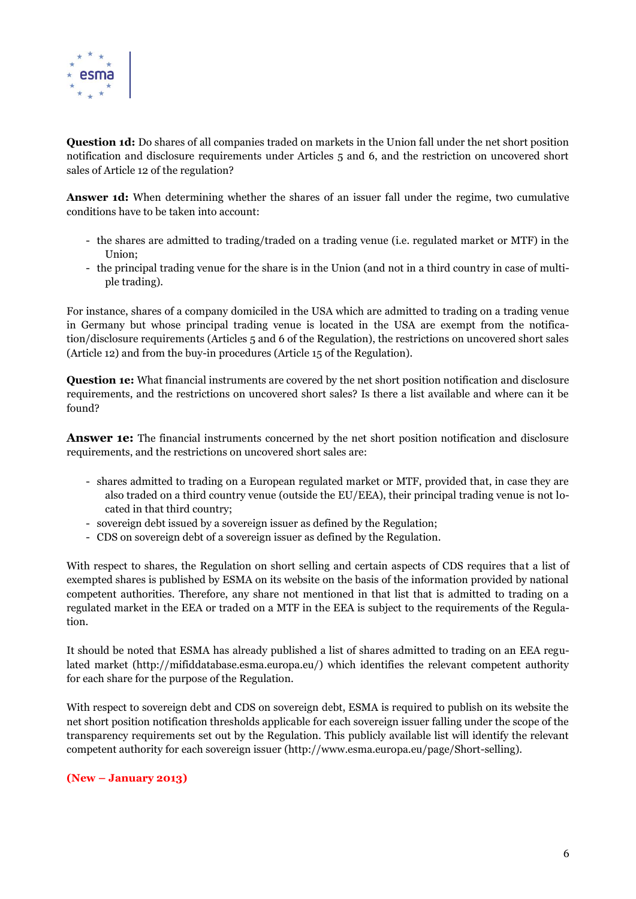**Question 1d:** Do shares of all companies traded on markets in the Union fall under the net short position notification and disclosure requirements under Articles 5 and 6, and the restriction on uncovered short sales of Article 12 of the regulation?

**Answer 1d:** When determining whether the shares of an issuer fall under the regime, two cumulative conditions have to be taken into account:

- the shares are admitted to trading/traded on a trading venue (i.e. regulated market or MTF) in the Union;
- the principal trading venue for the share is in the Union (and not in a third country in case of multiple trading).

For instance, shares of a company domiciled in the USA which are admitted to trading on a trading venue in Germany but whose principal trading venue is located in the USA are exempt from the notification/disclosure requirements (Articles 5 and 6 of the Regulation), the restrictions on uncovered short sales (Article 12) and from the buy-in procedures (Article 15 of the Regulation).

**Question 1e:** What financial instruments are covered by the net short position notification and disclosure requirements, and the restrictions on uncovered short sales? Is there a list available and where can it be found?

**Answer 1e:** The financial instruments concerned by the net short position notification and disclosure requirements, and the restrictions on uncovered short sales are:

- shares admitted to trading on a European regulated market or MTF, provided that, in case they are also traded on a third country venue (outside the EU/EEA), their principal trading venue is not located in that third country;
- sovereign debt issued by a sovereign issuer as defined by the Regulation;
- CDS on sovereign debt of a sovereign issuer as defined by the Regulation.

With respect to shares, the Regulation on short selling and certain aspects of CDS requires that a list of exempted shares is published by ESMA on its website on the basis of the information provided by national competent authorities. Therefore, any share not mentioned in that list that is admitted to trading on a regulated market in the EEA or traded on a MTF in the EEA is subject to the requirements of the Regulation.

It should be noted that ESMA has already published a list of shares admitted to trading on an EEA regulated market (http://mifiddatabase.esma.europa.eu/) which identifies the relevant competent authority for each share for the purpose of the Regulation.

With respect to sovereign debt and CDS on sovereign debt, ESMA is required to publish on its website the net short position notification thresholds applicable for each sovereign issuer falling under the scope of the transparency requirements set out by the Regulation. This publicly available list will identify the relevant competent authority for each sovereign issuer (http://www.esma.europa.eu/page/Short-selling).

**(New – January 2013)**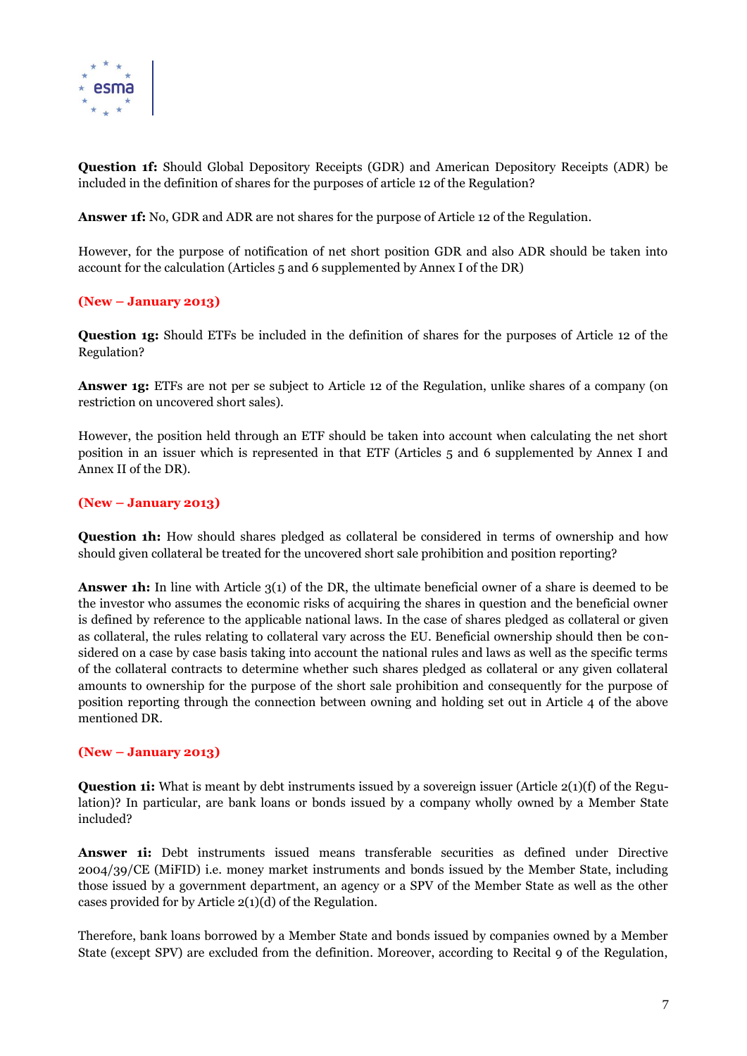**Question 1f:** Should Global Depository Receipts (GDR) and American Depository Receipts (ADR) be included in the definition of shares for the purposes of article 12 of the Regulation?

**Answer 1f:** No, GDR and ADR are not shares for the purpose of Article 12 of the Regulation.

However, for the purpose of notification of net short position GDR and also ADR should be taken into account for the calculation (Articles 5 and 6 supplemented by Annex I of the DR)

**(New – January 2013)**

**Question 1g:** Should ETFs be included in the definition of shares for the purposes of Article 12 of the Regulation?

**Answer 1g:** ETFs are not per se subject to Article 12 of the Regulation, unlike shares of a company (on restriction on uncovered short sales).

However, the position held through an ETF should be taken into account when calculating the net short position in an issuer which is represented in that ETF (Articles 5 and 6 supplemented by Annex I and Annex II of the DR).

**(New – January 2013)**

**Question 1h:** How should shares pledged as collateral be considered in terms of ownership and how should given collateral be treated for the uncovered short sale prohibition and position reporting?

**Answer 1h:** In line with Article 3(1) of the DR, the ultimate beneficial owner of a share is deemed to be the investor who assumes the economic risks of acquiring the shares in question and the beneficial owner is defined by reference to the applicable national laws. In the case of shares pledged as collateral or given as collateral, the rules relating to collateral vary across the EU. Beneficial ownership should then be considered on a case by case basis taking into account the national rules and laws as well as the specific terms of the collateral contracts to determine whether such shares pledged as collateral or any given collateral amounts to ownership for the purpose of the short sale prohibition and consequently for the purpose of position reporting through the connection between owning and holding set out in Article 4 of the above mentioned DR.

**(New – January 2013)**

**Question 1i:** What is meant by debt instruments issued by a sovereign issuer (Article 2(1)(f) of the Regulation)? In particular, are bank loans or bonds issued by a company wholly owned by a Member State included?

**Answer 1i:** Debt instruments issued means transferable securities as defined under Directive 2004/39/CE (MiFID) i.e. money market instruments and bonds issued by the Member State, including those issued by a government department, an agency or a SPV of the Member State as well as the other cases provided for by Article 2(1)(d) of the Regulation.

Therefore, bank loans borrowed by a Member State and bonds issued by companies owned by a Member State (except SPV) are excluded from the definition. Moreover, according to Recital 9 of the Regulation,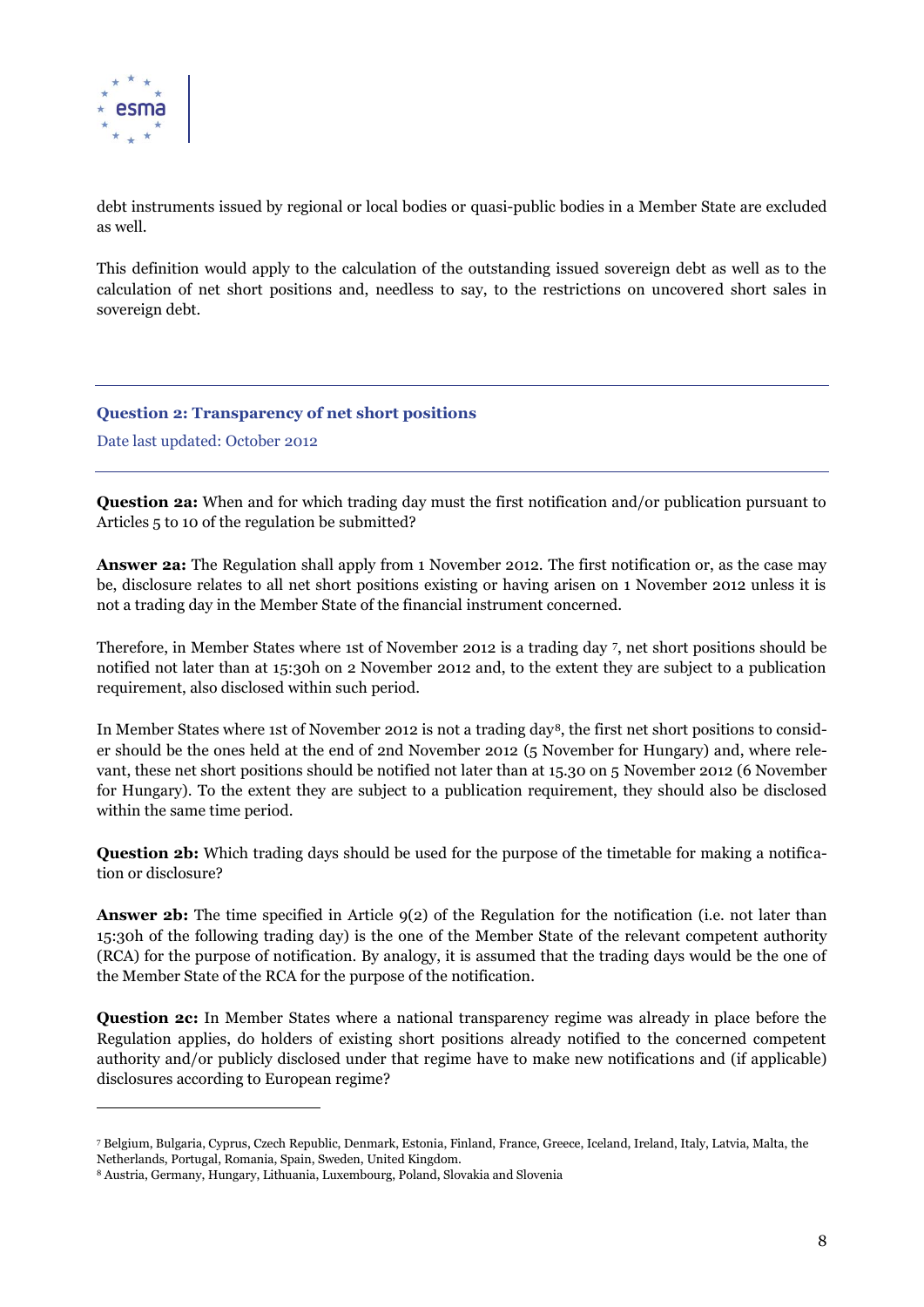debt instruments issued by regional or local bodies or quasi-public bodies in a Member State are excluded as well.

This definition would apply to the calculation of the outstanding issued sovereign debt as well as to the calculation of net short positions and, needless to say, to the restrictions on uncovered short sales in sovereign debt.

---

### Question 2: Transparency of net short positions

Date last updated: October 2012

---

**Question 2a:** When and for which trading day must the first notification and/or publication pursuant to Articles 5 to 10 of the regulation be submitted?

**Answer 2a:** The Regulation shall apply from 1 November 2012. The first notification or, as the case may be, disclosure relates to all net short positions existing or having arisen on 1 November 2012 unless it is not a trading day in the Member State of the financial instrument concerned.

Therefore, in Member States where 1st of November 2012 is a trading day [7], net short positions should be notified not later than at 15:30h on 2 November 2012 and, to the extent they are subject to a publication requirement, also disclosed within such period.

In Member States where 1st of November 2012 is not a trading day[8], the first net short positions to consider should be the ones held at the end of 2nd November 2012 (5 November for Hungary) and, where relevant, these net short positions should be notified not later than at 15.30 on 5 November 2012 (6 November for Hungary). To the extent they are subject to a publication requirement, they should also be disclosed within the same time period.

**Question 2b:** Which trading days should be used for the purpose of the timetable for making a notification or disclosure?

**Answer 2b:** The time specified in Article 9(2) of the Regulation for the notification (i.e. not later than 15:30h of the following trading day) is the one of the Member State of the relevant competent authority (RCA) for the purpose of notification. By analogy, it is assumed that the trading days would be the one of the Member State of the RCA for the purpose of the notification.

**Question 2c:** In Member States where a national transparency regime was already in place before the Regulation applies, do holders of existing short positions already notified to the concerned competent authority and/or publicly disclosed under that regime have to make new notifications and (if applicable) disclosures according to European regime?

---

[7] Belgium, Bulgaria, Cyprus, Czech Republic, Denmark, Estonia, Finland, France, Greece, Iceland, Ireland, Italy, Latvia, Malta, the Netherlands, Portugal, Romania, Spain, Sweden, United Kingdom.

[8] Austria, Germany, Hungary, Lithuania, Luxembourg, Poland, Slovakia and Slovenia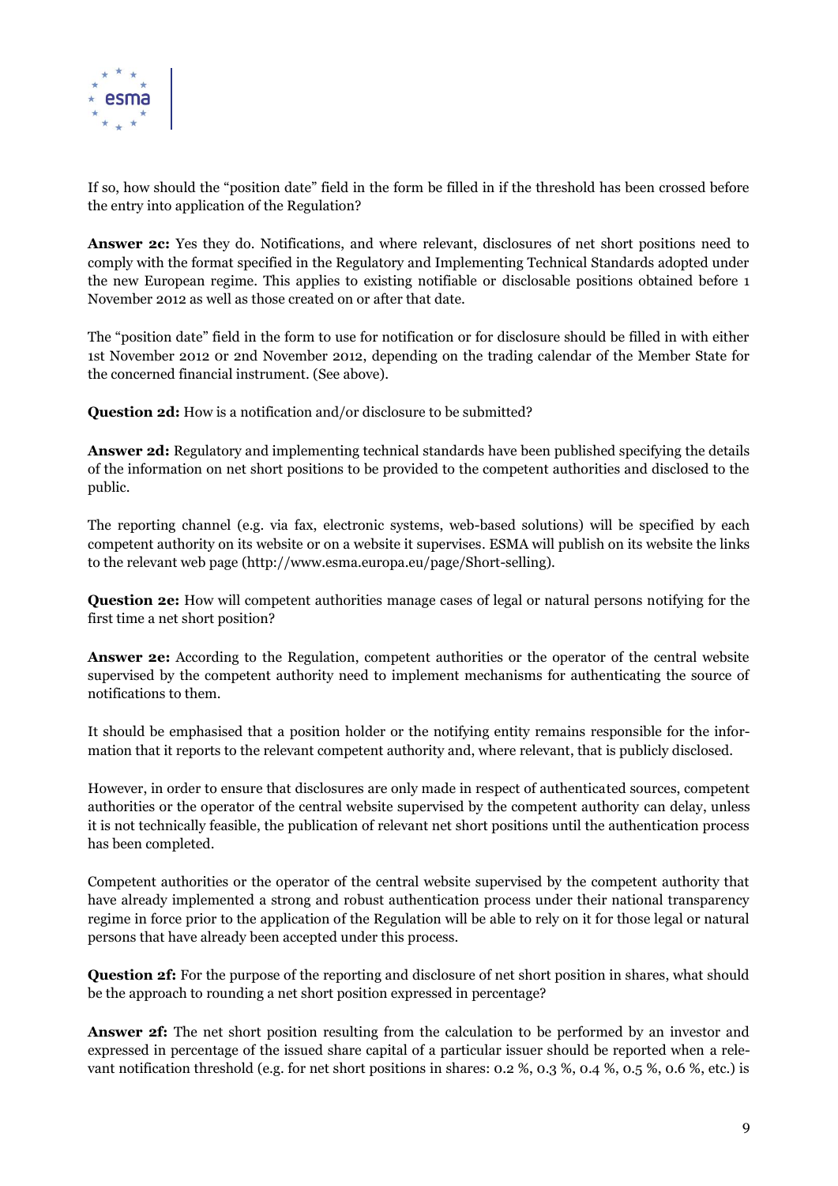If so, how should the "position date" field in the form be filled in if the threshold has been crossed before the entry into application of the Regulation?

**Answer 2c:** Yes they do. Notifications, and where relevant, disclosures of net short positions need to comply with the format specified in the Regulatory and Implementing Technical Standards adopted under the new European regime. This applies to existing notifiable or disclosable positions obtained before 1 November 2012 as well as those created on or after that date.

The "position date" field in the form to use for notification or for disclosure should be filled in with either 1st November 2012 or 2nd November 2012, depending on the trading calendar of the Member State for the concerned financial instrument. (See above).

**Question 2d:** How is a notification and/or disclosure to be submitted?

**Answer 2d:** Regulatory and implementing technical standards have been published specifying the details of the information on net short positions to be provided to the competent authorities and disclosed to the public.

The reporting channel (e.g. via fax, electronic systems, web-based solutions) will be specified by each competent authority on its website or on a website it supervises. ESMA will publish on its website the links to the relevant web page (http://www.esma.europa.eu/page/Short-selling).

**Question 2e:** How will competent authorities manage cases of legal or natural persons notifying for the first time a net short position?

**Answer 2e:** According to the Regulation, competent authorities or the operator of the central website supervised by the competent authority need to implement mechanisms for authenticating the source of notifications to them.

It should be emphasised that a position holder or the notifying entity remains responsible for the information that it reports to the relevant competent authority and, where relevant, that is publicly disclosed.

However, in order to ensure that disclosures are only made in respect of authenticated sources, competent authorities or the operator of the central website supervised by the competent authority can delay, unless it is not technically feasible, the publication of relevant net short positions until the authentication process has been completed.

Competent authorities or the operator of the central website supervised by the competent authority that have already implemented a strong and robust authentication process under their national transparency regime in force prior to the application of the Regulation will be able to rely on it for those legal or natural persons that have already been accepted under this process.

**Question 2f:** For the purpose of the reporting and disclosure of net short position in shares, what should be the approach to rounding a net short position expressed in percentage?

**Answer 2f:** The net short position resulting from the calculation to be performed by an investor and expressed in percentage of the issued share capital of a particular issuer should be reported when a relevant notification threshold (e.g. for net short positions in shares: 0.2 %, 0.3 %, 0.4 %, 0.5 %, 0.6 %, etc.) is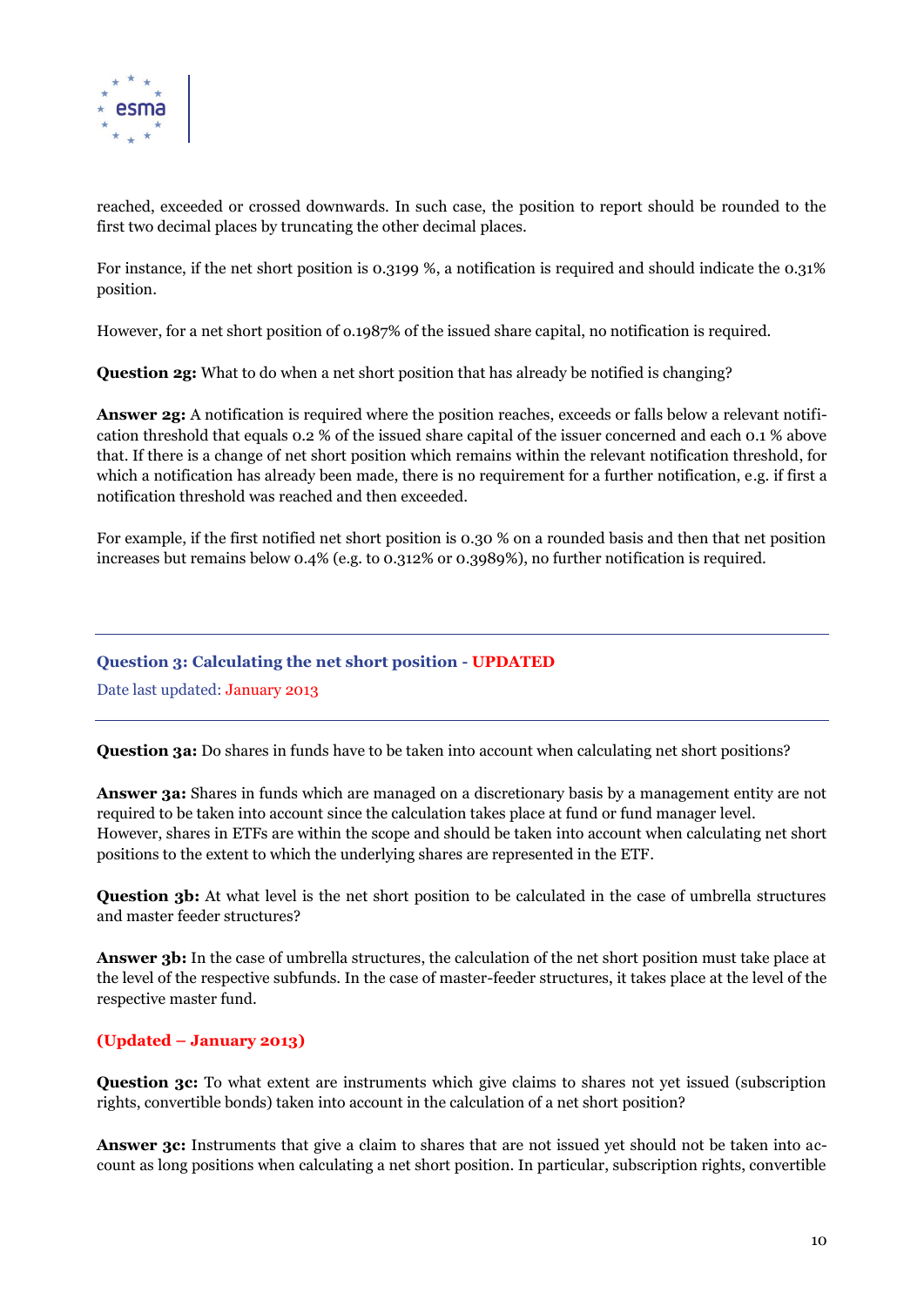reached, exceeded or crossed downwards. In such case, the position to report should be rounded to the first two decimal places by truncating the other decimal places.

For instance, if the net short position is 0.3199 %, a notification is required and should indicate the 0.31% position.

However, for a net short position of 0.1987% of the issued share capital, no notification is required.

**Question 2g:** What to do when a net short position that has already be notified is changing?

**Answer 2g:** A notification is required where the position reaches, exceeds or falls below a relevant notification threshold that equals 0.2 % of the issued share capital of the issuer concerned and each 0.1 % above that. If there is a change of net short position which remains within the relevant notification threshold, for which a notification has already been made, there is no requirement for a further notification, e.g. if first a notification threshold was reached and then exceeded.

For example, if the first notified net short position is 0.30 % on a rounded basis and then that net position increases but remains below 0.4% (e.g. to 0.312% or 0.3989%), no further notification is required.

---

## Question 3: Calculating the net short position - UPDATED

Date last updated: January 2013

---

**Question 3a:** Do shares in funds have to be taken into account when calculating net short positions?

**Answer 3a:** Shares in funds which are managed on a discretionary basis by a management entity are not required to be taken into account since the calculation takes place at fund or fund manager level. However, shares in ETFs are within the scope and should be taken into account when calculating net short positions to the extent to which the underlying shares are represented in the ETF.

**Question 3b:** At what level is the net short position to be calculated in the case of umbrella structures and master feeder structures?

**Answer 3b:** In the case of umbrella structures, the calculation of the net short position must take place at the level of the respective subfunds. In the case of master-feeder structures, it takes place at the level of the respective master fund.

**(Updated – January 2013)**

**Question 3c:** To what extent are instruments which give claims to shares not yet issued (subscription rights, convertible bonds) taken into account in the calculation of a net short position?

**Answer 3c:** Instruments that give a claim to shares that are not issued yet should not be taken into account as long positions when calculating a net short position. In particular, subscription rights, convertible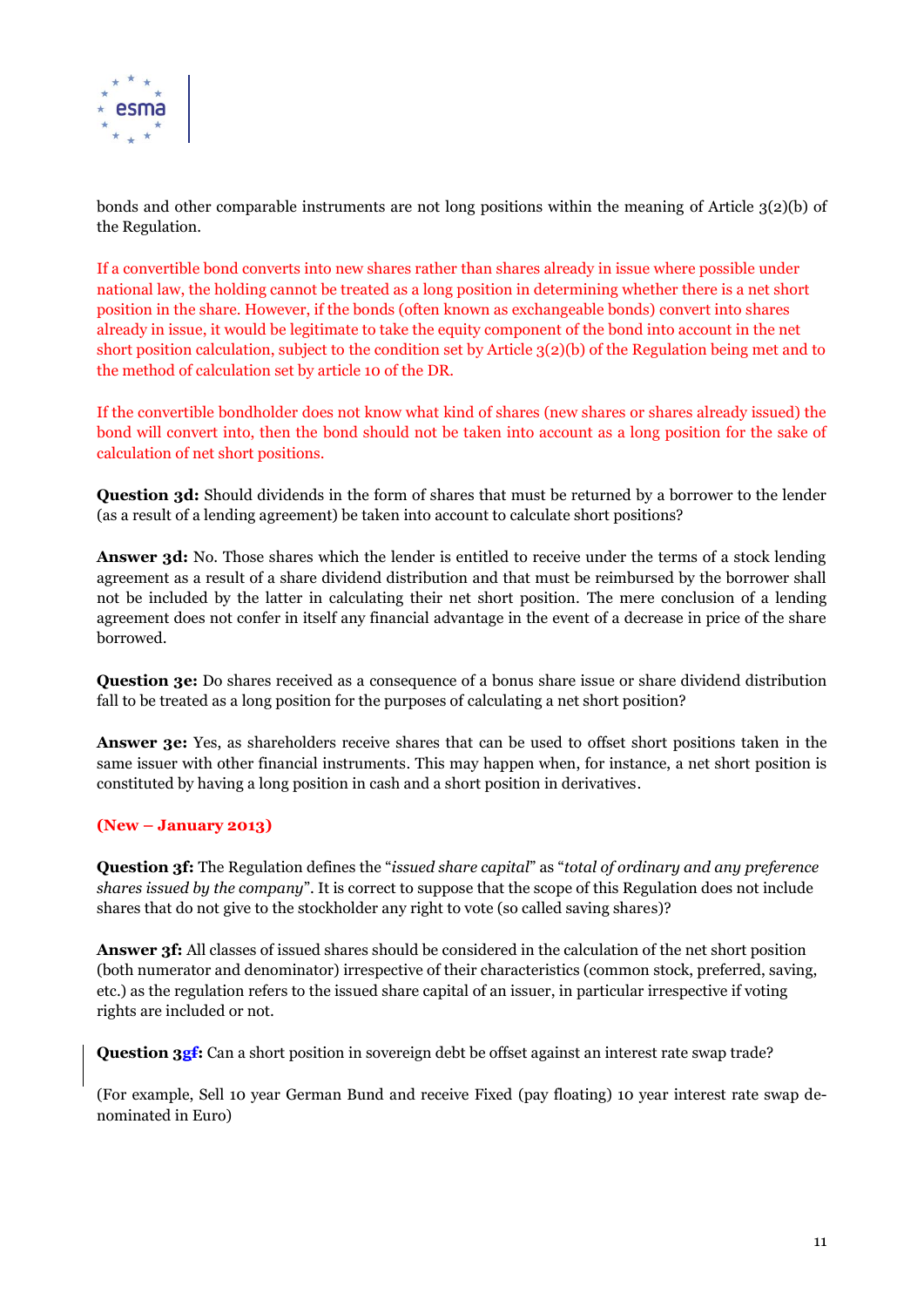bonds and other comparable instruments are not long positions within the meaning of Article 3(2)(b) of the Regulation.

If a convertible bond converts into new shares rather than shares already in issue where possible under national law, the holding cannot be treated as a long position in determining whether there is a net short position in the share. However, if the bonds (often known as exchangeable bonds) convert into shares already in issue, it would be legitimate to take the equity component of the bond into account in the net short position calculation, subject to the condition set by Article 3(2)(b) of the Regulation being met and to the method of calculation set by article 10 of the DR.

If the convertible bondholder does not know what kind of shares (new shares or shares already issued) the bond will convert into, then the bond should not be taken into account as a long position for the sake of calculation of net short positions.

**Question 3d:** Should dividends in the form of shares that must be returned by a borrower to the lender (as a result of a lending agreement) be taken into account to calculate short positions?

**Answer 3d:** No. Those shares which the lender is entitled to receive under the terms of a stock lending agreement as a result of a share dividend distribution and that must be reimbursed by the borrower shall not be included by the latter in calculating their net short position. The mere conclusion of a lending agreement does not confer in itself any financial advantage in the event of a decrease in price of the share borrowed.

**Question 3e:** Do shares received as a consequence of a bonus share issue or share dividend distribution fall to be treated as a long position for the purposes of calculating a net short position?

**Answer 3e:** Yes, as shareholders receive shares that can be used to offset short positions taken in the same issuer with other financial instruments. This may happen when, for instance, a net short position is constituted by having a long position in cash and a short position in derivatives.

**(New – January 2013)**

**Question 3f:** The Regulation defines the "*issued share capital*" as "*total of ordinary and any preference shares issued by the company*". It is correct to suppose that the scope of this Regulation does not include shares that do not give to the stockholder any right to vote (so called saving shares)?

**Answer 3f:** All classes of issued shares should be considered in the calculation of the net short position (both numerator and denominator) irrespective of their characteristics (common stock, preferred, saving, etc.) as the regulation refers to the issued share capital of an issuer, in particular irrespective if voting rights are included or not.

**Question 3gf:** Can a short position in sovereign debt be offset against an interest rate swap trade?

(For example, Sell 10 year German Bund and receive Fixed (pay floating) 10 year interest rate swap denominated in Euro)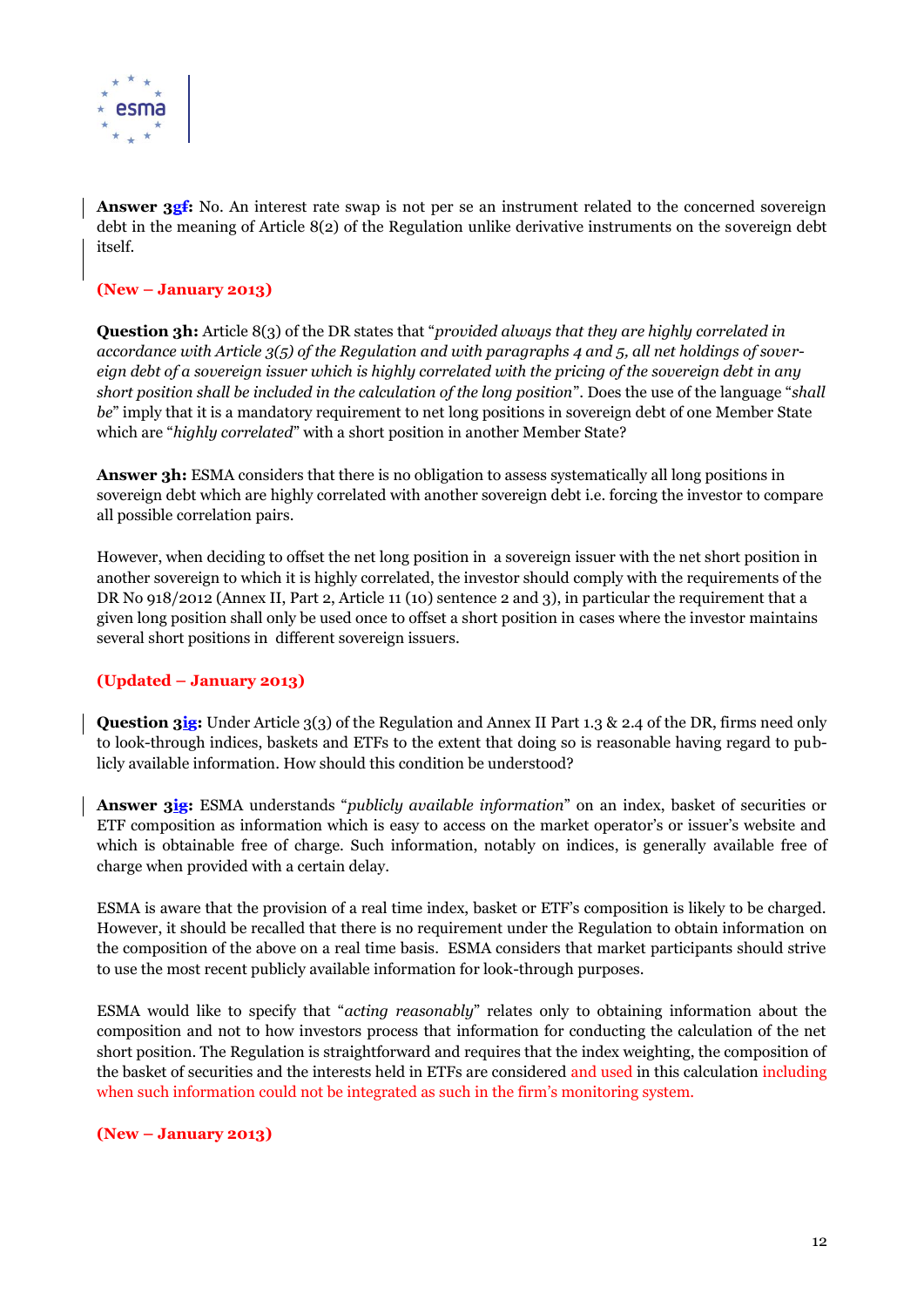**Answer 3gf:** No. An interest rate swap is not per se an instrument related to the concerned sovereign debt in the meaning of Article 8(2) of the Regulation unlike derivative instruments on the sovereign debt itself.

**(New – January 2013)**

**Question 3h:** Article 8(3) of the DR states that "*provided always that they are highly correlated in accordance with Article 3(5) of the Regulation and with paragraphs 4 and 5, all net holdings of sovereign debt of a sovereign issuer which is highly correlated with the pricing of the sovereign debt in any short position shall be included in the calculation of the long position*". Does the use of the language "*shall be*" imply that it is a mandatory requirement to net long positions in sovereign debt of one Member State which are "*highly correlated*" with a short position in another Member State?

**Answer 3h:** ESMA considers that there is no obligation to assess systematically all long positions in sovereign debt which are highly correlated with another sovereign debt i.e. forcing the investor to compare all possible correlation pairs.

However, when deciding to offset the net long position in a sovereign issuer with the net short position in another sovereign to which it is highly correlated, the investor should comply with the requirements of the DR No 918/2012 (Annex II, Part 2, Article 11 (10) sentence 2 and 3), in particular the requirement that a given long position shall only be used once to offset a short position in cases where the investor maintains several short positions in different sovereign issuers.

**(Updated – January 2013)**

**Question 3ig:** Under Article 3(3) of the Regulation and Annex II Part 1.3 & 2.4 of the DR, firms need only to look-through indices, baskets and ETFs to the extent that doing so is reasonable having regard to publicly available information. How should this condition be understood?

**Answer 3ig:** ESMA understands "*publicly available information*" on an index, basket of securities or ETF composition as information which is easy to access on the market operator's or issuer's website and which is obtainable free of charge. Such information, notably on indices, is generally available free of charge when provided with a certain delay.

ESMA is aware that the provision of a real time index, basket or ETF's composition is likely to be charged. However, it should be recalled that there is no requirement under the Regulation to obtain information on the composition of the above on a real time basis. ESMA considers that market participants should strive to use the most recent publicly available information for look-through purposes.

ESMA would like to specify that "*acting reasonably*" relates only to obtaining information about the composition and not to how investors process that information for conducting the calculation of the net short position. The Regulation is straightforward and requires that the index weighting, the composition of the basket of securities and the interests held in ETFs are considered and used in this calculation including when such information could not be integrated as such in the firm's monitoring system.

**(New – January 2013)**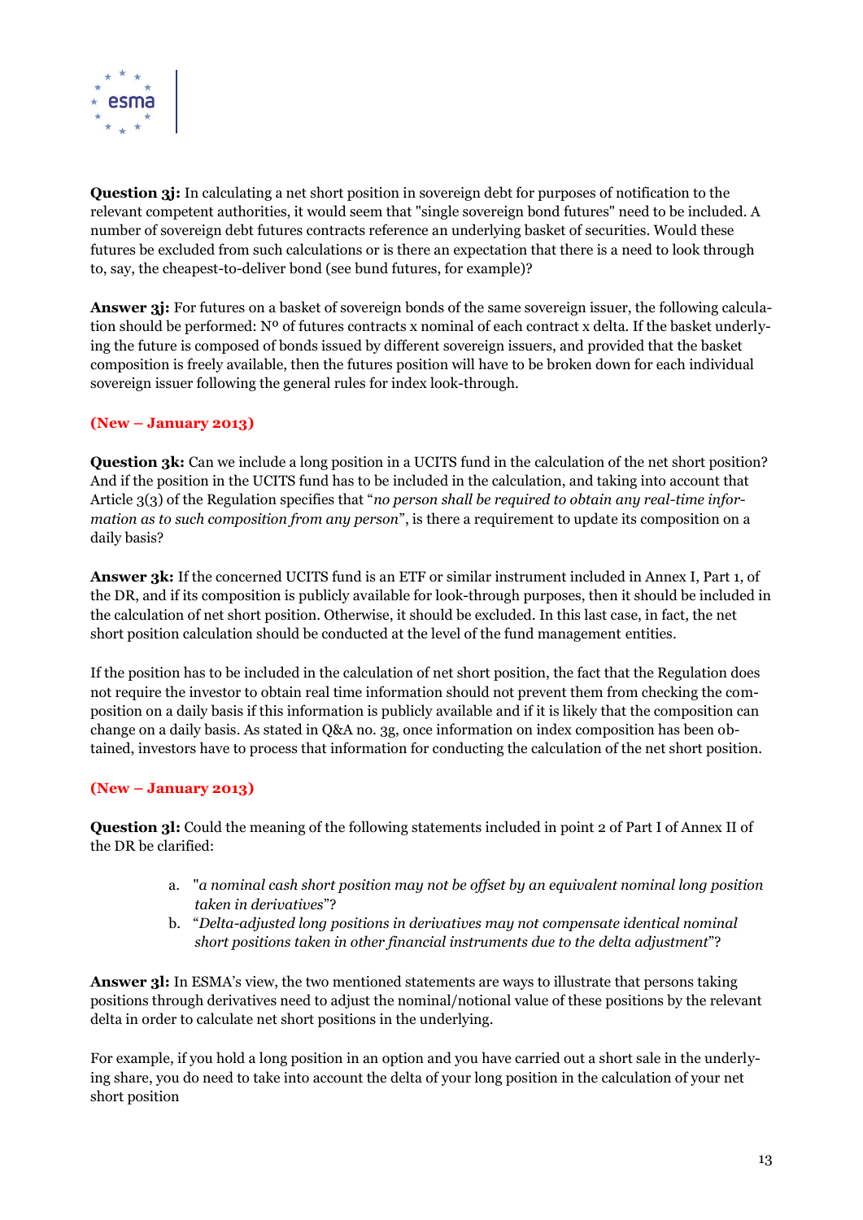**Question 3j:** In calculating a net short position in sovereign debt for purposes of notification to the relevant competent authorities, it would seem that "single sovereign bond futures" need to be included. A number of sovereign debt futures contracts reference an underlying basket of securities. Would these futures be excluded from such calculations or is there an expectation that there is a need to look through to, say, the cheapest-to-deliver bond (see bund futures, for example)?

**Answer 3j:** For futures on a basket of sovereign bonds of the same sovereign issuer, the following calculation should be performed: Nº of futures contracts x nominal of each contract x delta. If the basket underlying the future is composed of bonds issued by different sovereign issuers, and provided that the basket composition is freely available, then the futures position will have to be broken down for each individual sovereign issuer following the general rules for index look-through.

**(New – January 2013)**

**Question 3k:** Can we include a long position in a UCITS fund in the calculation of the net short position? And if the position in the UCITS fund has to be included in the calculation, and taking into account that Article 3(3) of the Regulation specifies that "*no person shall be required to obtain any real-time information as to such composition from any person*", is there a requirement to update its composition on a daily basis?

**Answer 3k:** If the concerned UCITS fund is an ETF or similar instrument included in Annex I, Part 1, of the DR, and if its composition is publicly available for look-through purposes, then it should be included in the calculation of net short position. Otherwise, it should be excluded. In this last case, in fact, the net short position calculation should be conducted at the level of the fund management entities.

If the position has to be included in the calculation of net short position, the fact that the Regulation does not require the investor to obtain real time information should not prevent them from checking the composition on a daily basis if this information is publicly available and if it is likely that the composition can change on a daily basis. As stated in Q&A no. 3g, once information on index composition has been obtained, investors have to process that information for conducting the calculation of the net short position.

**(New – January 2013)**

**Question 3l:** Could the meaning of the following statements included in point 2 of Part I of Annex II of the DR be clarified:

a. "*a nominal cash short position may not be offset by an equivalent nominal long position taken in derivatives*"?
b. "*Delta-adjusted long positions in derivatives may not compensate identical nominal short positions taken in other financial instruments due to the delta adjustment*"?

**Answer 3l:** In ESMA's view, the two mentioned statements are ways to illustrate that persons taking positions through derivatives need to adjust the nominal/notional value of these positions by the relevant delta in order to calculate net short positions in the underlying.

For example, if you hold a long position in an option and you have carried out a short sale in the underlying share, you do need to take into account the delta of your long position in the calculation of your net short position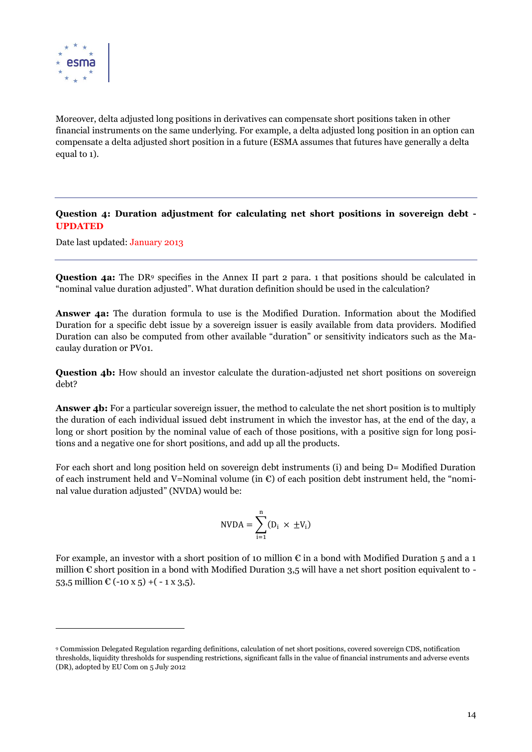Moreover, delta adjusted long positions in derivatives can compensate short positions taken in other financial instruments on the same underlying. For example, a delta adjusted long position in an option can compensate a delta adjusted short position in a future (ESMA assumes that futures have generally a delta equal to 1).

---

**Question 4: Duration adjustment for calculating net short positions in sovereign debt - UPDATED**

Date last updated: January 2013

---

**Question 4a:** The DR[9] specifies in the Annex II part 2 para. 1 that positions should be calculated in "nominal value duration adjusted". What duration definition should be used in the calculation?

**Answer 4a:** The duration formula to use is the Modified Duration. Information about the Modified Duration for a specific debt issue by a sovereign issuer is easily available from data providers. Modified Duration can also be computed from other available "duration" or sensitivity indicators such as the Macaulay duration or PV01.

**Question 4b:** How should an investor calculate the duration-adjusted net short positions on sovereign debt?

**Answer 4b:** For a particular sovereign issuer, the method to calculate the net short position is to multiply the duration of each individual issued debt instrument in which the investor has, at the end of the day, a long or short position by the nominal value of each of those positions, with a positive sign for long positions and a negative one for short positions, and add up all the products.

For each short and long position held on sovereign debt instruments (i) and being D= Modified Duration of each instrument held and V=Nominal volume (in €) of each position debt instrument held, the "nominal value duration adjusted" (NVDA) would be:

$$\text{NVDA} = \sum_{i=1}^{n} (D_i \times \pm V_i)$$

For example, an investor with a short position of 10 million € in a bond with Modified Duration 5 and a 1 million € short position in a bond with Modified Duration 3,5 will have a net short position equivalent to -53,5 million € (-10 x 5) +( - 1 x 3,5).

---

[9] Commission Delegated Regulation regarding definitions, calculation of net short positions, covered sovereign CDS, notification thresholds, liquidity thresholds for suspending restrictions, significant falls in the value of financial instruments and adverse events (DR), adopted by EU Com on 5 July 2012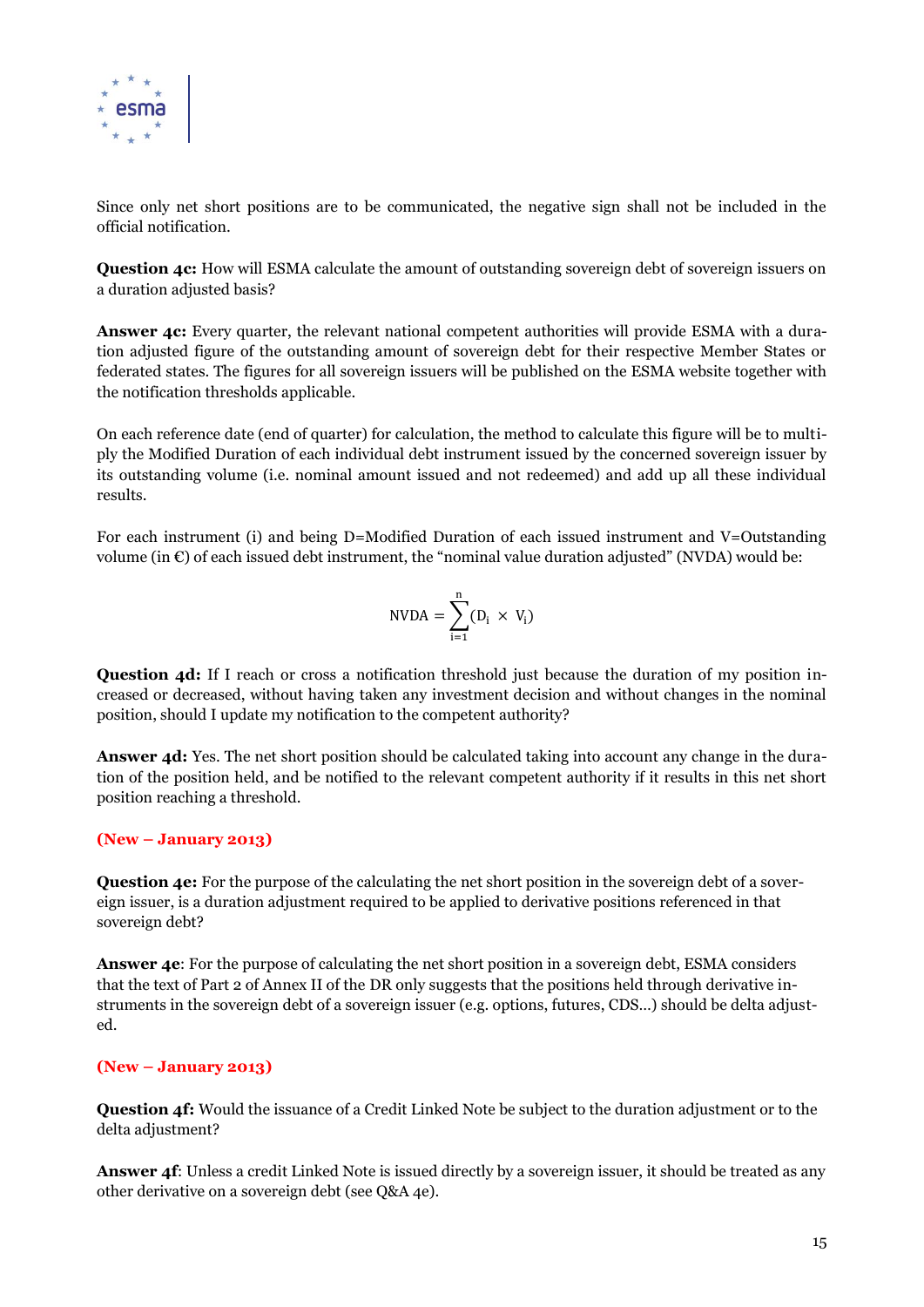Since only net short positions are to be communicated, the negative sign shall not be included in the official notification.

**Question 4c:** How will ESMA calculate the amount of outstanding sovereign debt of sovereign issuers on a duration adjusted basis?

**Answer 4c:** Every quarter, the relevant national competent authorities will provide ESMA with a duration adjusted figure of the outstanding amount of sovereign debt for their respective Member States or federated states. The figures for all sovereign issuers will be published on the ESMA website together with the notification thresholds applicable.

On each reference date (end of quarter) for calculation, the method to calculate this figure will be to multiply the Modified Duration of each individual debt instrument issued by the concerned sovereign issuer by its outstanding volume (i.e. nominal amount issued and not redeemed) and add up all these individual results.

For each instrument (i) and being D=Modified Duration of each issued instrument and V=Outstanding volume (in €) of each issued debt instrument, the "nominal value duration adjusted" (NVDA) would be:

$$\text{NVDA} = \sum_{i=1}^{n} (D_i \times V_i)$$

**Question 4d:** If I reach or cross a notification threshold just because the duration of my position increased or decreased, without having taken any investment decision and without changes in the nominal position, should I update my notification to the competent authority?

**Answer 4d:** Yes. The net short position should be calculated taking into account any change in the duration of the position held, and be notified to the relevant competent authority if it results in this net short position reaching a threshold.

**(New – January 2013)**

**Question 4e:** For the purpose of the calculating the net short position in the sovereign debt of a sovereign issuer, is a duration adjustment required to be applied to derivative positions referenced in that sovereign debt?

**Answer 4e**: For the purpose of calculating the net short position in a sovereign debt, ESMA considers that the text of Part 2 of Annex II of the DR only suggests that the positions held through derivative instruments in the sovereign debt of a sovereign issuer (e.g. options, futures, CDS…) should be delta adjusted.

**(New – January 2013)**

**Question 4f:** Would the issuance of a Credit Linked Note be subject to the duration adjustment or to the delta adjustment?

**Answer 4f**: Unless a credit Linked Note is issued directly by a sovereign issuer, it should be treated as any other derivative on a sovereign debt (see Q&A 4e).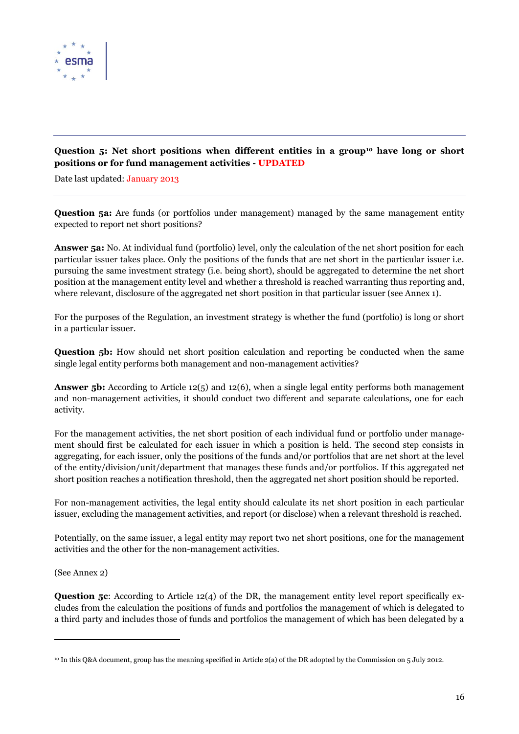**Question 5: Net short positions when different entities in a group[10] have long or short positions or for fund management activities - UPDATED**

Date last updated: January 2013

**Question 5a:** Are funds (or portfolios under management) managed by the same management entity expected to report net short positions?

**Answer 5a:** No. At individual fund (portfolio) level, only the calculation of the net short position for each particular issuer takes place. Only the positions of the funds that are net short in the particular issuer i.e. pursuing the same investment strategy (i.e. being short), should be aggregated to determine the net short position at the management entity level and whether a threshold is reached warranting thus reporting and, where relevant, disclosure of the aggregated net short position in that particular issuer (see Annex 1).

For the purposes of the Regulation, an investment strategy is whether the fund (portfolio) is long or short in a particular issuer.

**Question 5b:** How should net short position calculation and reporting be conducted when the same single legal entity performs both management and non-management activities?

**Answer 5b:** According to Article 12(5) and 12(6), when a single legal entity performs both management and non-management activities, it should conduct two different and separate calculations, one for each activity.

For the management activities, the net short position of each individual fund or portfolio under management should first be calculated for each issuer in which a position is held. The second step consists in aggregating, for each issuer, only the positions of the funds and/or portfolios that are net short at the level of the entity/division/unit/department that manages these funds and/or portfolios. If this aggregated net short position reaches a notification threshold, then the aggregated net short position should be reported.

For non-management activities, the legal entity should calculate its net short position in each particular issuer, excluding the management activities, and report (or disclose) when a relevant threshold is reached.

Potentially, on the same issuer, a legal entity may report two net short positions, one for the management activities and the other for the non-management activities.

(See Annex 2)

**Question 5c**: According to Article 12(4) of the DR, the management entity level report specifically excludes from the calculation the positions of funds and portfolios the management of which is delegated to a third party and includes those of funds and portfolios the management of which has been delegated by a

[10] In this Q&A document, group has the meaning specified in Article 2(a) of the DR adopted by the Commission on 5 July 2012.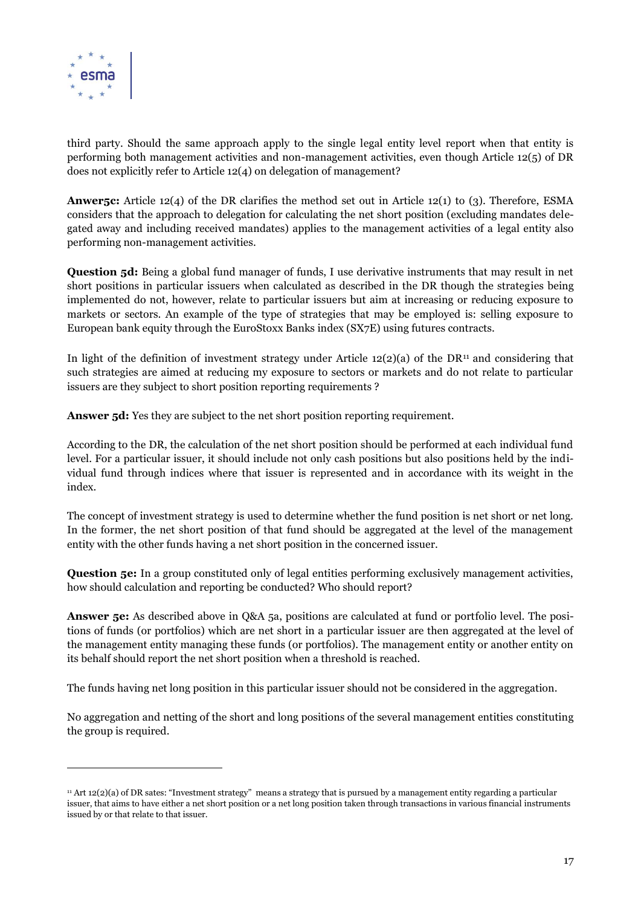third party. Should the same approach apply to the single legal entity level report when that entity is performing both management activities and non-management activities, even though Article 12(5) of DR does not explicitly refer to Article 12(4) on delegation of management?

**Anwer5c:** Article 12(4) of the DR clarifies the method set out in Article 12(1) to (3). Therefore, ESMA considers that the approach to delegation for calculating the net short position (excluding mandates delegated away and including received mandates) applies to the management activities of a legal entity also performing non-management activities.

**Question 5d:** Being a global fund manager of funds, I use derivative instruments that may result in net short positions in particular issuers when calculated as described in the DR though the strategies being implemented do not, however, relate to particular issuers but aim at increasing or reducing exposure to markets or sectors. An example of the type of strategies that may be employed is: selling exposure to European bank equity through the EuroStoxx Banks index (SX7E) using futures contracts.

In light of the definition of investment strategy under Article 12(2)(a) of the DR[11] and considering that such strategies are aimed at reducing my exposure to sectors or markets and do not relate to particular issuers are they subject to short position reporting requirements ?

**Answer 5d:** Yes they are subject to the net short position reporting requirement.

According to the DR, the calculation of the net short position should be performed at each individual fund level. For a particular issuer, it should include not only cash positions but also positions held by the individual fund through indices where that issuer is represented and in accordance with its weight in the index.

The concept of investment strategy is used to determine whether the fund position is net short or net long. In the former, the net short position of that fund should be aggregated at the level of the management entity with the other funds having a net short position in the concerned issuer.

**Question 5e:** In a group constituted only of legal entities performing exclusively management activities, how should calculation and reporting be conducted? Who should report?

**Answer 5e:** As described above in Q&A 5a, positions are calculated at fund or portfolio level. The positions of funds (or portfolios) which are net short in a particular issuer are then aggregated at the level of the management entity managing these funds (or portfolios). The management entity or another entity on its behalf should report the net short position when a threshold is reached.

The funds having net long position in this particular issuer should not be considered in the aggregation.

No aggregation and netting of the short and long positions of the several management entities constituting the group is required.

[11] Art 12(2)(a) of DR sates: "Investment strategy" means a strategy that is pursued by a management entity regarding a particular issuer, that aims to have either a net short position or a net long position taken through transactions in various financial instruments issued by or that relate to that issuer.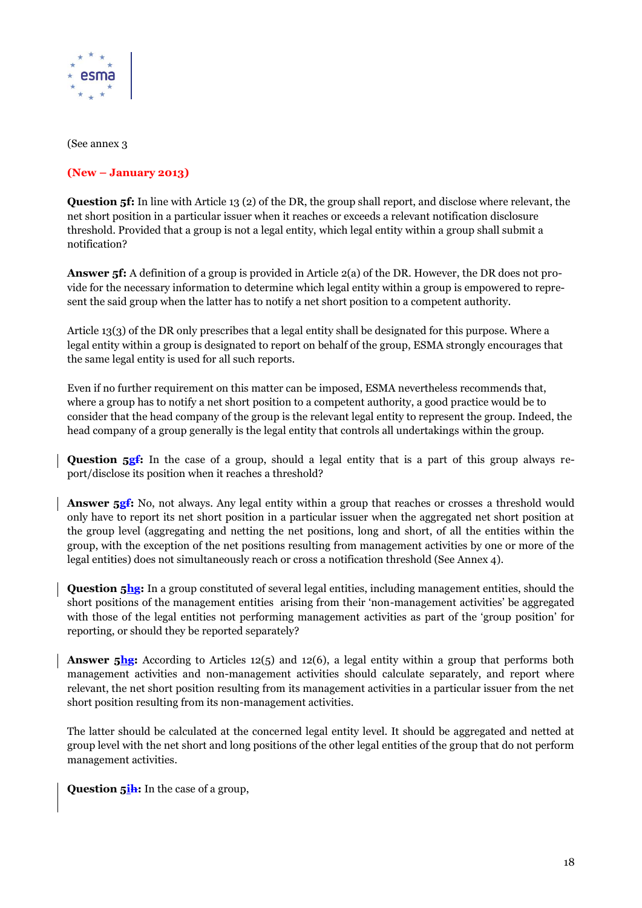(See annex 3

**(New – January 2013)**

**Question 5f:** In line with Article 13 (2) of the DR, the group shall report, and disclose where relevant, the net short position in a particular issuer when it reaches or exceeds a relevant notification disclosure threshold. Provided that a group is not a legal entity, which legal entity within a group shall submit a notification?

**Answer 5f:** A definition of a group is provided in Article 2(a) of the DR. However, the DR does not provide for the necessary information to determine which legal entity within a group is empowered to represent the said group when the latter has to notify a net short position to a competent authority.

Article 13(3) of the DR only prescribes that a legal entity shall be designated for this purpose. Where a legal entity within a group is designated to report on behalf of the group, ESMA strongly encourages that the same legal entity is used for all such reports.

Even if no further requirement on this matter can be imposed, ESMA nevertheless recommends that, where a group has to notify a net short position to a competent authority, a good practice would be to consider that the head company of the group is the relevant legal entity to represent the group. Indeed, the head company of a group generally is the legal entity that controls all undertakings within the group.

**Question 5gf:** In the case of a group, should a legal entity that is a part of this group always report/disclose its position when it reaches a threshold?

**Answer 5gf:** No, not always. Any legal entity within a group that reaches or crosses a threshold would only have to report its net short position in a particular issuer when the aggregated net short position at the group level (aggregating and netting the net positions, long and short, of all the entities within the group, with the exception of the net positions resulting from management activities by one or more of the legal entities) does not simultaneously reach or cross a notification threshold (See Annex 4).

**Question 5hg:** In a group constituted of several legal entities, including management entities, should the short positions of the management entities arising from their 'non-management activities' be aggregated with those of the legal entities not performing management activities as part of the 'group position' for reporting, or should they be reported separately?

**Answer 5hg:** According to Articles 12(5) and 12(6), a legal entity within a group that performs both management activities and non-management activities should calculate separately, and report where relevant, the net short position resulting from its management activities in a particular issuer from the net short position resulting from its non-management activities.

The latter should be calculated at the concerned legal entity level. It should be aggregated and netted at group level with the net short and long positions of the other legal entities of the group that do not perform management activities.

**Question 5ih:** In the case of a group,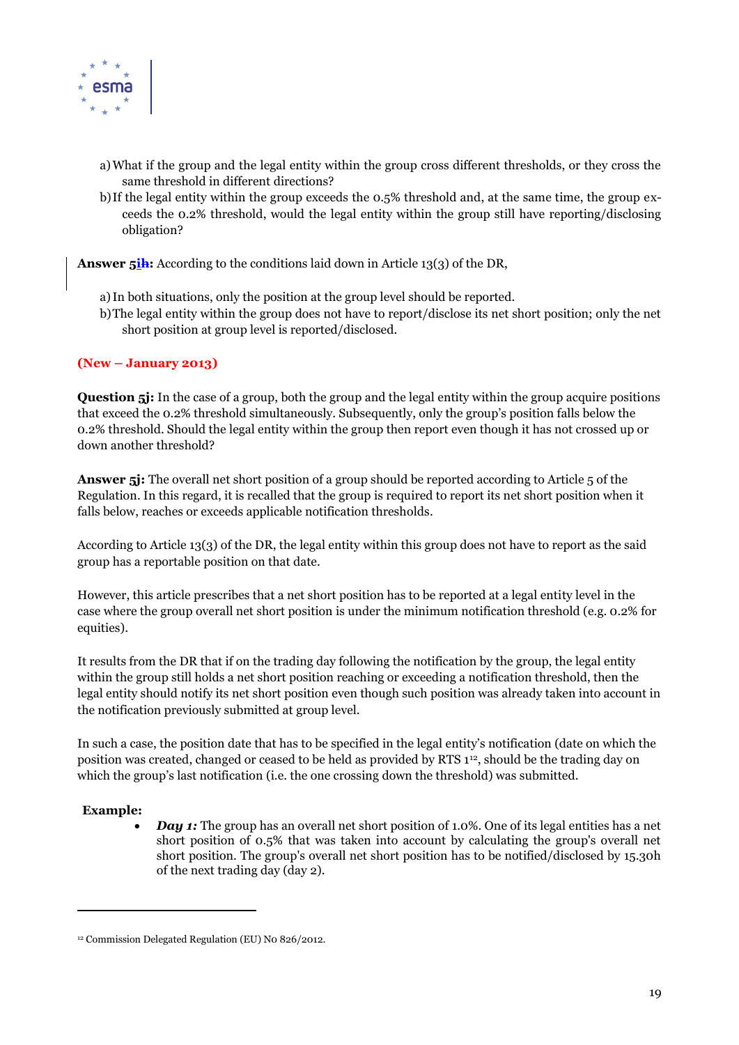a) What if the group and the legal entity within the group cross different thresholds, or they cross the same threshold in different directions?

b) If the legal entity within the group exceeds the 0.5% threshold and, at the same time, the group exceeds the 0.2% threshold, would the legal entity within the group still have reporting/disclosing obligation?

**Answer 5ih:** According to the conditions laid down in Article 13(3) of the DR,

a) In both situations, only the position at the group level should be reported.

b) The legal entity within the group does not have to report/disclose its net short position; only the net short position at group level is reported/disclosed.

**(New – January 2013)**

**Question 5j:** In the case of a group, both the group and the legal entity within the group acquire positions that exceed the 0.2% threshold simultaneously. Subsequently, only the group's position falls below the 0.2% threshold. Should the legal entity within the group then report even though it has not crossed up or down another threshold?

**Answer 5j:** The overall net short position of a group should be reported according to Article 5 of the Regulation. In this regard, it is recalled that the group is required to report its net short position when it falls below, reaches or exceeds applicable notification thresholds.

According to Article 13(3) of the DR, the legal entity within this group does not have to report as the said group has a reportable position on that date.

However, this article prescribes that a net short position has to be reported at a legal entity level in the case where the group overall net short position is under the minimum notification threshold (e.g. 0.2% for equities).

It results from the DR that if on the trading day following the notification by the group, the legal entity within the group still holds a net short position reaching or exceeding a notification threshold, then the legal entity should notify its net short position even though such position was already taken into account in the notification previously submitted at group level.

In such a case, the position date that has to be specified in the legal entity's notification (date on which the position was created, changed or ceased to be held as provided by RTS 1[12], should be the trading day on which the group's last notification (i.e. the one crossing down the threshold) was submitted.

**Example:**

- ***Day 1:*** The group has an overall net short position of 1.0%. One of its legal entities has a net short position of 0.5% that was taken into account by calculating the group's overall net short position. The group's overall net short position has to be notified/disclosed by 15.30h of the next trading day (day 2).

[12] Commission Delegated Regulation (EU) No 826/2012.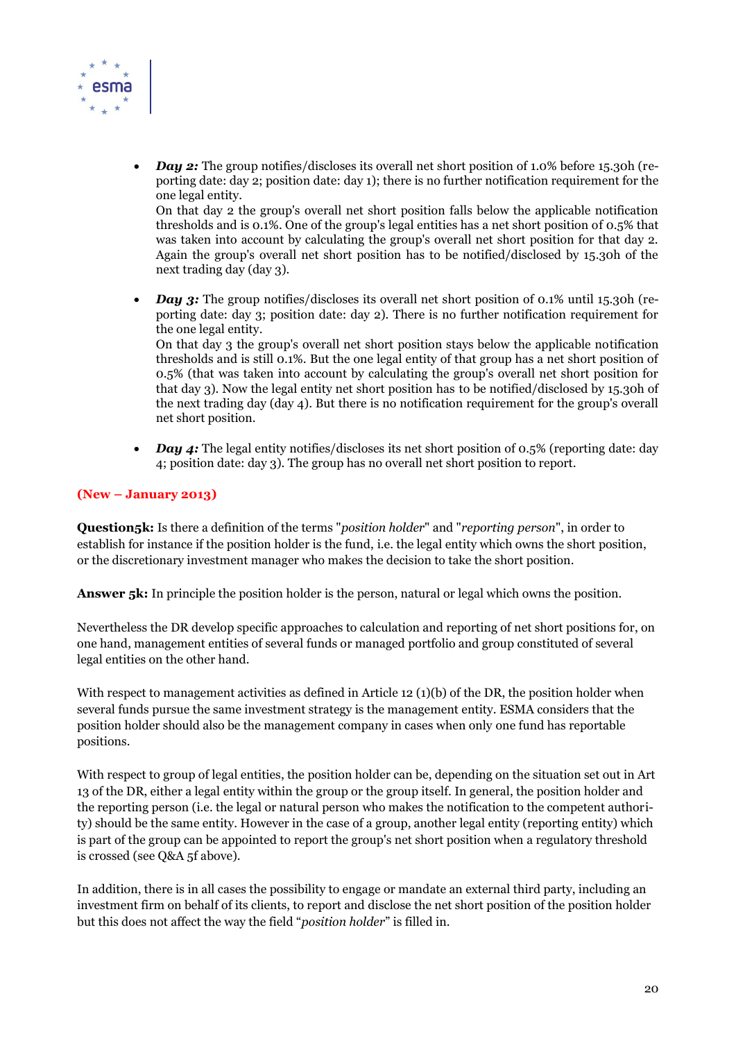- ***Day 2:*** The group notifies/discloses its overall net short position of 1.0% before 15.30h (reporting date: day 2; position date: day 1); there is no further notification requirement for the one legal entity.
  On that day 2 the group's overall net short position falls below the applicable notification thresholds and is 0.1%. One of the group's legal entities has a net short position of 0.5% that was taken into account by calculating the group's overall net short position for that day 2. Again the group's overall net short position has to be notified/disclosed by 15.30h of the next trading day (day 3).

- ***Day 3:*** The group notifies/discloses its overall net short position of 0.1% until 15.30h (reporting date: day 3; position date: day 2). There is no further notification requirement for the one legal entity.
  On that day 3 the group's overall net short position stays below the applicable notification thresholds and is still 0.1%. But the one legal entity of that group has a net short position of 0.5% (that was taken into account by calculating the group's overall net short position for that day 3). Now the legal entity net short position has to be notified/disclosed by 15.30h of the next trading day (day 4). But there is no notification requirement for the group's overall net short position.

- ***Day 4:*** The legal entity notifies/discloses its net short position of 0.5% (reporting date: day 4; position date: day 3). The group has no overall net short position to report.

**(New – January 2013)**

**Question5k:** Is there a definition of the terms "*position holder*" and "*reporting person*", in order to establish for instance if the position holder is the fund, i.e. the legal entity which owns the short position, or the discretionary investment manager who makes the decision to take the short position.

**Answer 5k:** In principle the position holder is the person, natural or legal which owns the position.

Nevertheless the DR develop specific approaches to calculation and reporting of net short positions for, on one hand, management entities of several funds or managed portfolio and group constituted of several legal entities on the other hand.

With respect to management activities as defined in Article 12 (1)(b) of the DR, the position holder when several funds pursue the same investment strategy is the management entity. ESMA considers that the position holder should also be the management company in cases when only one fund has reportable positions.

With respect to group of legal entities, the position holder can be, depending on the situation set out in Art 13 of the DR, either a legal entity within the group or the group itself. In general, the position holder and the reporting person (i.e. the legal or natural person who makes the notification to the competent authority) should be the same entity. However in the case of a group, another legal entity (reporting entity) which is part of the group can be appointed to report the group's net short position when a regulatory threshold is crossed (see Q&A 5f above).

In addition, there is in all cases the possibility to engage or mandate an external third party, including an investment firm on behalf of its clients, to report and disclose the net short position of the position holder but this does not affect the way the field "*position holder*" is filled in.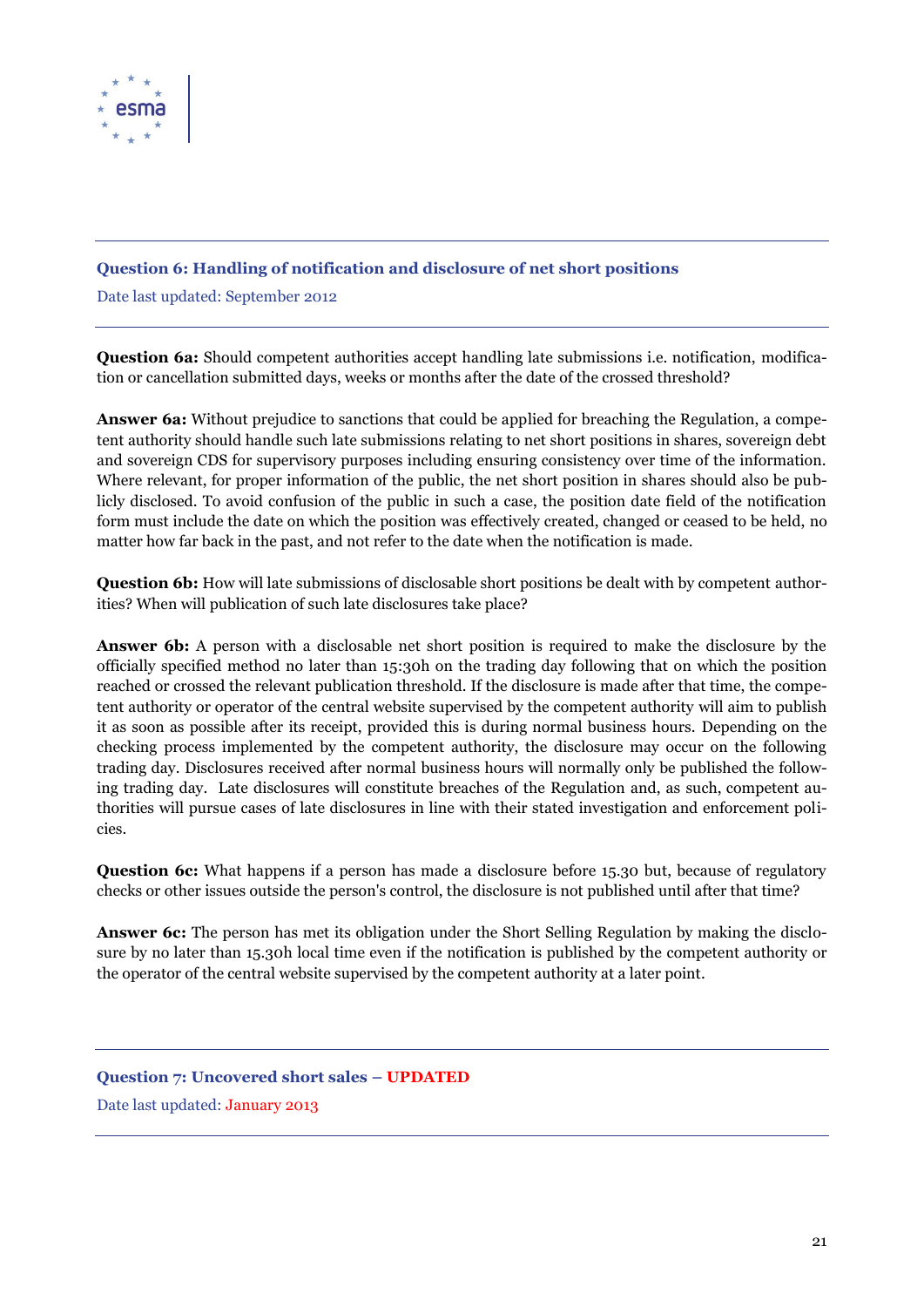### Question 6: Handling of notification and disclosure of net short positions

Date last updated: September 2012

**Question 6a:** Should competent authorities accept handling late submissions i.e. notification, modification or cancellation submitted days, weeks or months after the date of the crossed threshold?

**Answer 6a:** Without prejudice to sanctions that could be applied for breaching the Regulation, a competent authority should handle such late submissions relating to net short positions in shares, sovereign debt and sovereign CDS for supervisory purposes including ensuring consistency over time of the information. Where relevant, for proper information of the public, the net short position in shares should also be publicly disclosed. To avoid confusion of the public in such a case, the position date field of the notification form must include the date on which the position was effectively created, changed or ceased to be held, no matter how far back in the past, and not refer to the date when the notification is made.

**Question 6b:** How will late submissions of disclosable short positions be dealt with by competent authorities? When will publication of such late disclosures take place?

**Answer 6b:** A person with a disclosable net short position is required to make the disclosure by the officially specified method no later than 15:30h on the trading day following that on which the position reached or crossed the relevant publication threshold. If the disclosure is made after that time, the competent authority or operator of the central website supervised by the competent authority will aim to publish it as soon as possible after its receipt, provided this is during normal business hours. Depending on the checking process implemented by the competent authority, the disclosure may occur on the following trading day. Disclosures received after normal business hours will normally only be published the following trading day. Late disclosures will constitute breaches of the Regulation and, as such, competent authorities will pursue cases of late disclosures in line with their stated investigation and enforcement policies.

**Question 6c:** What happens if a person has made a disclosure before 15.30 but, because of regulatory checks or other issues outside the person's control, the disclosure is not published until after that time?

**Answer 6c:** The person has met its obligation under the Short Selling Regulation by making the disclosure by no later than 15.30h local time even if the notification is published by the competent authority or the operator of the central website supervised by the competent authority at a later point.

### Question 7: Uncovered short sales – UPDATED

Date last updated: January 2013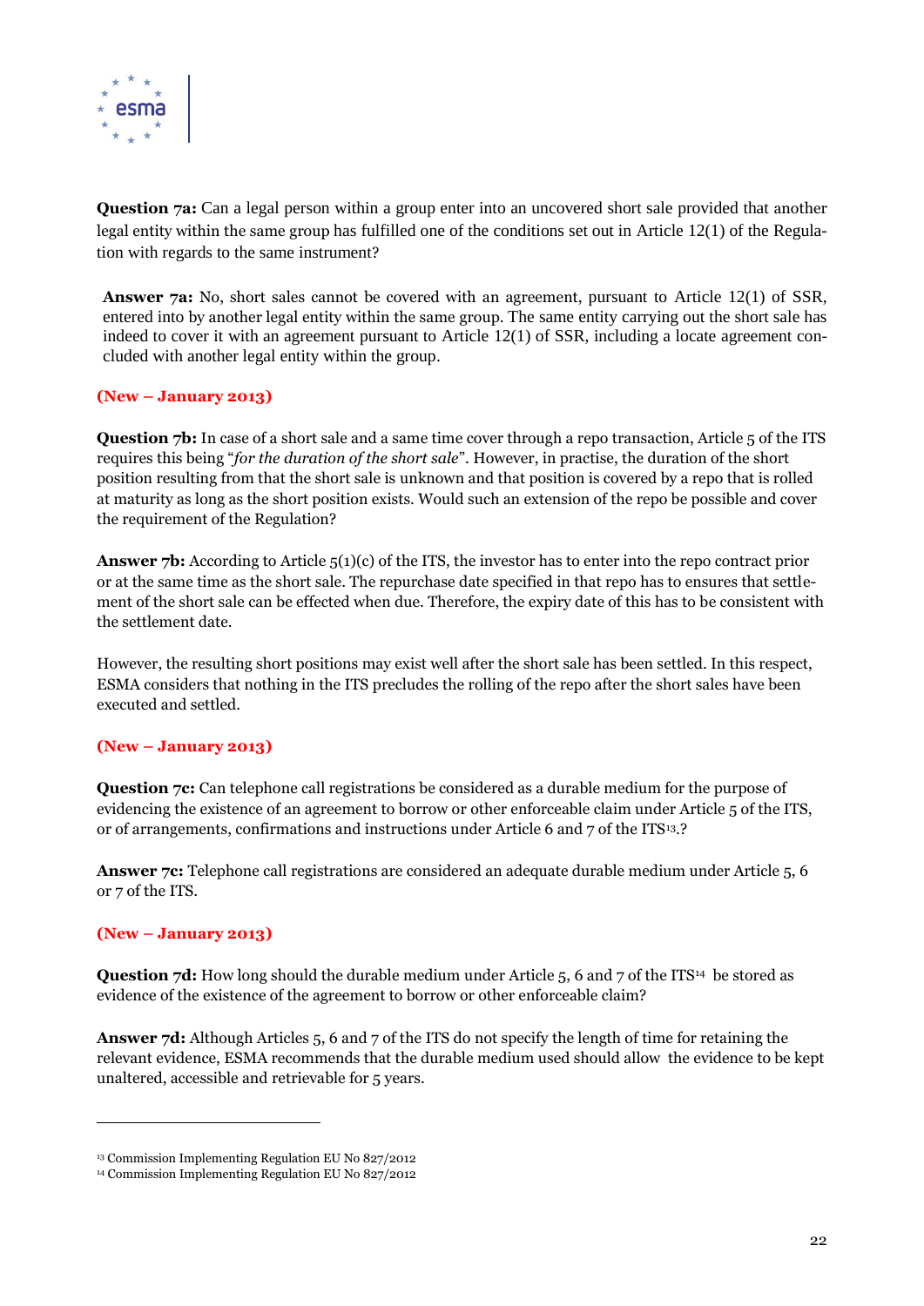**Question 7a:** Can a legal person within a group enter into an uncovered short sale provided that another legal entity within the same group has fulfilled one of the conditions set out in Article 12(1) of the Regulation with regards to the same instrument?

**Answer 7a:** No, short sales cannot be covered with an agreement, pursuant to Article 12(1) of SSR, entered into by another legal entity within the same group. The same entity carrying out the short sale has indeed to cover it with an agreement pursuant to Article 12(1) of SSR, including a locate agreement concluded with another legal entity within the group.

**(New – January 2013)**

**Question 7b:** In case of a short sale and a same time cover through a repo transaction, Article 5 of the ITS requires this being "*for the duration of the short sale*". However, in practise, the duration of the short position resulting from that the short sale is unknown and that position is covered by a repo that is rolled at maturity as long as the short position exists. Would such an extension of the repo be possible and cover the requirement of the Regulation?

**Answer 7b:** According to Article 5(1)(c) of the ITS, the investor has to enter into the repo contract prior or at the same time as the short sale. The repurchase date specified in that repo has to ensures that settlement of the short sale can be effected when due. Therefore, the expiry date of this has to be consistent with the settlement date.

However, the resulting short positions may exist well after the short sale has been settled. In this respect, ESMA considers that nothing in the ITS precludes the rolling of the repo after the short sales have been executed and settled.

**(New – January 2013)**

**Question 7c:** Can telephone call registrations be considered as a durable medium for the purpose of evidencing the existence of an agreement to borrow or other enforceable claim under Article 5 of the ITS, or of arrangements, confirmations and instructions under Article 6 and 7 of the ITS[13].?

**Answer 7c:** Telephone call registrations are considered an adequate durable medium under Article 5, 6 or 7 of the ITS.

**(New – January 2013)**

**Question 7d:** How long should the durable medium under Article 5, 6 and 7 of the ITS[14] be stored as evidence of the existence of the agreement to borrow or other enforceable claim?

**Answer 7d:** Although Articles 5, 6 and 7 of the ITS do not specify the length of time for retaining the relevant evidence, ESMA recommends that the durable medium used should allow the evidence to be kept unaltered, accessible and retrievable for 5 years.

---

[13] Commission Implementing Regulation EU No 827/2012

[14] Commission Implementing Regulation EU No 827/2012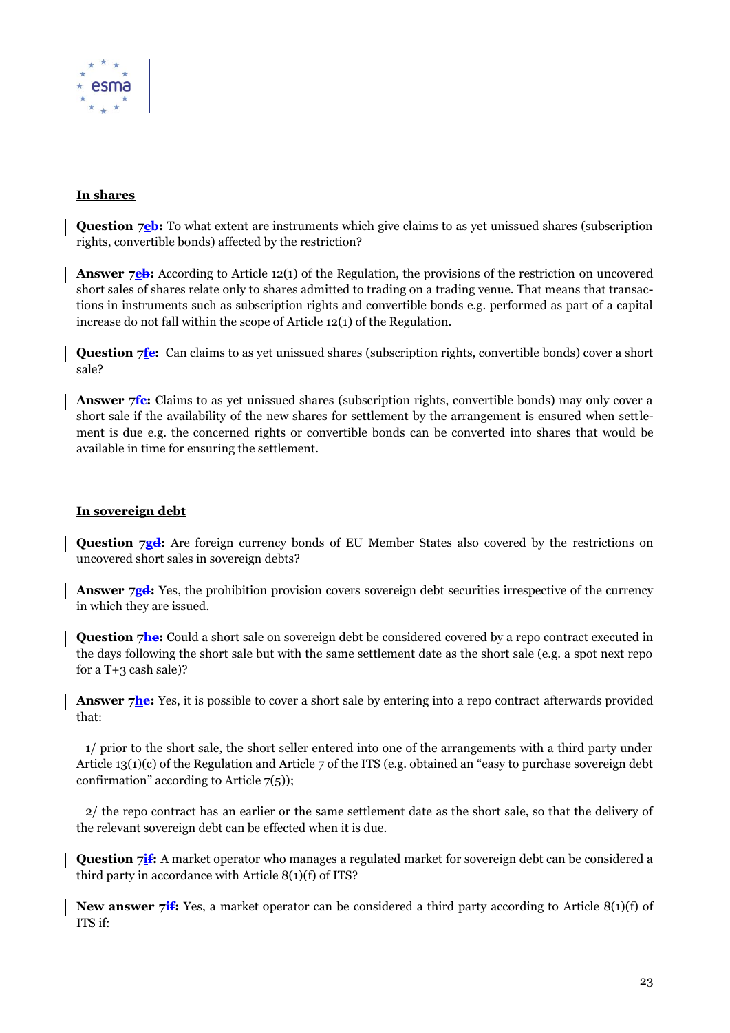**In shares**

**Question 7eb:** To what extent are instruments which give claims to as yet unissued shares (subscription rights, convertible bonds) affected by the restriction?

**Answer 7eb:** According to Article 12(1) of the Regulation, the provisions of the restriction on uncovered short sales of shares relate only to shares admitted to trading on a trading venue. That means that transactions in instruments such as subscription rights and convertible bonds e.g. performed as part of a capital increase do not fall within the scope of Article 12(1) of the Regulation.

**Question 7fe:** Can claims to as yet unissued shares (subscription rights, convertible bonds) cover a short sale?

**Answer 7fe:** Claims to as yet unissued shares (subscription rights, convertible bonds) may only cover a short sale if the availability of the new shares for settlement by the arrangement is ensured when settlement is due e.g. the concerned rights or convertible bonds can be converted into shares that would be available in time for ensuring the settlement.

**In sovereign debt**

**Question 7gd:** Are foreign currency bonds of EU Member States also covered by the restrictions on uncovered short sales in sovereign debts?

**Answer 7gd:** Yes, the prohibition provision covers sovereign debt securities irrespective of the currency in which they are issued.

**Question 7he:** Could a short sale on sovereign debt be considered covered by a repo contract executed in the days following the short sale but with the same settlement date as the short sale (e.g. a spot next repo for a T+3 cash sale)?

**Answer 7he:** Yes, it is possible to cover a short sale by entering into a repo contract afterwards provided that:

1/ prior to the short sale, the short seller entered into one of the arrangements with a third party under Article 13(1)(c) of the Regulation and Article 7 of the ITS (e.g. obtained an "easy to purchase sovereign debt confirmation" according to Article 7(5));

2/ the repo contract has an earlier or the same settlement date as the short sale, so that the delivery of the relevant sovereign debt can be effected when it is due.

**Question 7if:** A market operator who manages a regulated market for sovereign debt can be considered a third party in accordance with Article 8(1)(f) of ITS?

**New answer 7if:** Yes, a market operator can be considered a third party according to Article 8(1)(f) of ITS if: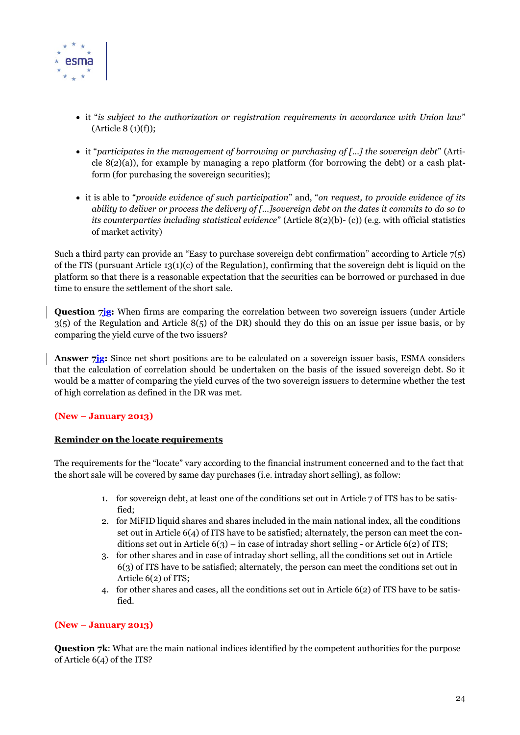- it "*is subject to the authorization or registration requirements in accordance with Union law*" (Article 8 (1)(f));

- it "*participates in the management of borrowing or purchasing of [...] the sovereign debt*" (Article 8(2)(a)), for example by managing a repo platform (for borrowing the debt) or a cash platform (for purchasing the sovereign securities);

- it is able to "*provide evidence of such participation*" and, "*on request, to provide evidence of its ability to deliver or process the delivery of [...]sovereign debt on the dates it commits to do so to its counterparties including statistical evidence*" (Article 8(2)(b)- (c)) (e.g. with official statistics of market activity)

Such a third party can provide an "Easy to purchase sovereign debt confirmation" according to Article 7(5) of the ITS (pursuant Article 13(1)(c) of the Regulation), confirming that the sovereign debt is liquid on the platform so that there is a reasonable expectation that the securities can be borrowed or purchased in due time to ensure the settlement of the short sale.

**Question 7jg:** When firms are comparing the correlation between two sovereign issuers (under Article 3(5) of the Regulation and Article 8(5) of the DR) should they do this on an issue per issue basis, or by comparing the yield curve of the two issuers?

**Answer 7jg:** Since net short positions are to be calculated on a sovereign issuer basis, ESMA considers that the calculation of correlation should be undertaken on the basis of the issued sovereign debt. So it would be a matter of comparing the yield curves of the two sovereign issuers to determine whether the test of high correlation as defined in the DR was met.

**(New – January 2013)**

**Reminder on the locate requirements**

The requirements for the "locate" vary according to the financial instrument concerned and to the fact that the short sale will be covered by same day purchases (i.e. intraday short selling), as follow:

1. for sovereign debt, at least one of the conditions set out in Article 7 of ITS has to be satisfied;
2. for MiFID liquid shares and shares included in the main national index, all the conditions set out in Article 6(4) of ITS have to be satisfied; alternately, the person can meet the conditions set out in Article 6(3) – in case of intraday short selling - or Article 6(2) of ITS;
3. for other shares and in case of intraday short selling, all the conditions set out in Article 6(3) of ITS have to be satisfied; alternately, the person can meet the conditions set out in Article 6(2) of ITS;
4. for other shares and cases, all the conditions set out in Article 6(2) of ITS have to be satisfied.

**(New – January 2013)**

**Question 7k**: What are the main national indices identified by the competent authorities for the purpose of Article 6(4) of the ITS?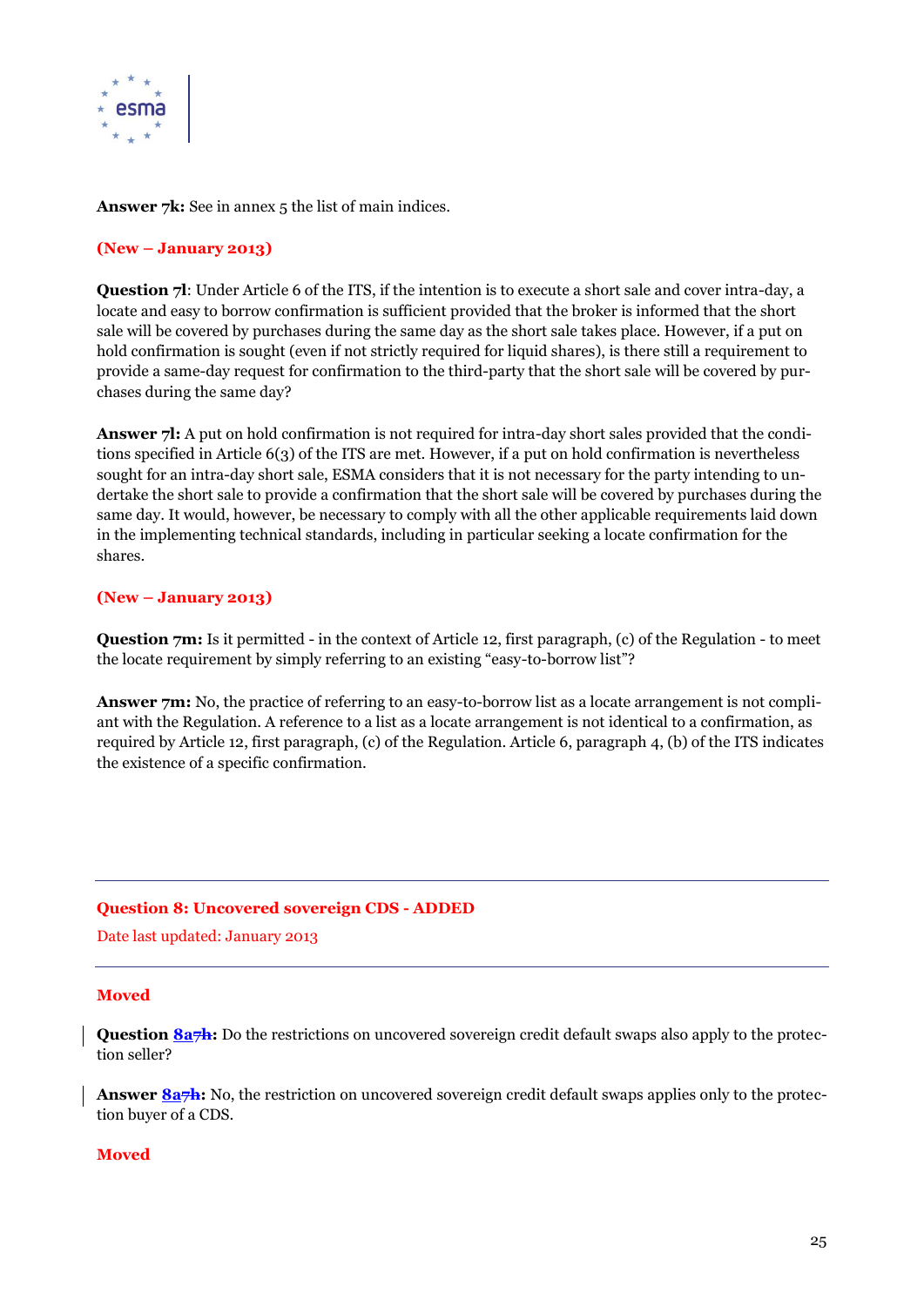**Answer 7k:** See in annex 5 the list of main indices.

**(New – January 2013)**

**Question 7l**: Under Article 6 of the ITS, if the intention is to execute a short sale and cover intra-day, a locate and easy to borrow confirmation is sufficient provided that the broker is informed that the short sale will be covered by purchases during the same day as the short sale takes place. However, if a put on hold confirmation is sought (even if not strictly required for liquid shares), is there still a requirement to provide a same-day request for confirmation to the third-party that the short sale will be covered by purchases during the same day?

**Answer 7l:** A put on hold confirmation is not required for intra-day short sales provided that the conditions specified in Article 6(3) of the ITS are met. However, if a put on hold confirmation is nevertheless sought for an intra-day short sale, ESMA considers that it is not necessary for the party intending to undertake the short sale to provide a confirmation that the short sale will be covered by purchases during the same day. It would, however, be necessary to comply with all the other applicable requirements laid down in the implementing technical standards, including in particular seeking a locate confirmation for the shares.

**(New – January 2013)**

**Question 7m:** Is it permitted - in the context of Article 12, first paragraph, (c) of the Regulation - to meet the locate requirement by simply referring to an existing "easy-to-borrow list"?

**Answer 7m:** No, the practice of referring to an easy-to-borrow list as a locate arrangement is not compliant with the Regulation. A reference to a list as a locate arrangement is not identical to a confirmation, as required by Article 12, first paragraph, (c) of the Regulation. Article 6, paragraph 4, (b) of the ITS indicates the existence of a specific confirmation.

## Question 8: Uncovered sovereign CDS - ADDED

Date last updated: January 2013

**Moved**

**Question 8a~~7h~~:** Do the restrictions on uncovered sovereign credit default swaps also apply to the protection seller?

**Answer 8a~~7h~~:** No, the restriction on uncovered sovereign credit default swaps applies only to the protection buyer of a CDS.

**Moved**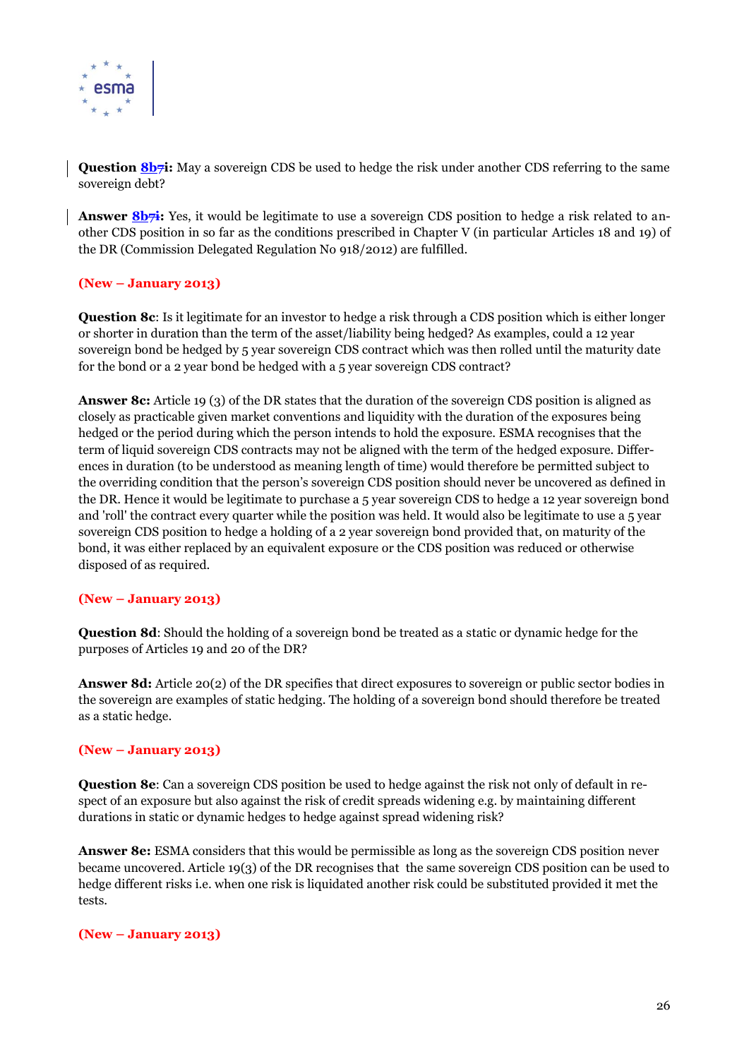**Question 8b~~7~~i:** May a sovereign CDS be used to hedge the risk under another CDS referring to the same sovereign debt?

**Answer 8b~~7~~i:** Yes, it would be legitimate to use a sovereign CDS position to hedge a risk related to another CDS position in so far as the conditions prescribed in Chapter V (in particular Articles 18 and 19) of the DR (Commission Delegated Regulation No 918/2012) are fulfilled.

**(New – January 2013)**

**Question 8c**: Is it legitimate for an investor to hedge a risk through a CDS position which is either longer or shorter in duration than the term of the asset/liability being hedged? As examples, could a 12 year sovereign bond be hedged by 5 year sovereign CDS contract which was then rolled until the maturity date for the bond or a 2 year bond be hedged with a 5 year sovereign CDS contract?

**Answer 8c:** Article 19 (3) of the DR states that the duration of the sovereign CDS position is aligned as closely as practicable given market conventions and liquidity with the duration of the exposures being hedged or the period during which the person intends to hold the exposure. ESMA recognises that the term of liquid sovereign CDS contracts may not be aligned with the term of the hedged exposure. Differences in duration (to be understood as meaning length of time) would therefore be permitted subject to the overriding condition that the person's sovereign CDS position should never be uncovered as defined in the DR. Hence it would be legitimate to purchase a 5 year sovereign CDS to hedge a 12 year sovereign bond and 'roll' the contract every quarter while the position was held. It would also be legitimate to use a 5 year sovereign CDS position to hedge a holding of a 2 year sovereign bond provided that, on maturity of the bond, it was either replaced by an equivalent exposure or the CDS position was reduced or otherwise disposed of as required.

**(New – January 2013)**

**Question 8d**: Should the holding of a sovereign bond be treated as a static or dynamic hedge for the purposes of Articles 19 and 20 of the DR?

**Answer 8d:** Article 20(2) of the DR specifies that direct exposures to sovereign or public sector bodies in the sovereign are examples of static hedging. The holding of a sovereign bond should therefore be treated as a static hedge.

**(New – January 2013)**

**Question 8e**: Can a sovereign CDS position be used to hedge against the risk not only of default in respect of an exposure but also against the risk of credit spreads widening e.g. by maintaining different durations in static or dynamic hedges to hedge against spread widening risk?

**Answer 8e:** ESMA considers that this would be permissible as long as the sovereign CDS position never became uncovered. Article 19(3) of the DR recognises that the same sovereign CDS position can be used to hedge different risks i.e. when one risk is liquidated another risk could be substituted provided it met the tests.

**(New – January 2013)**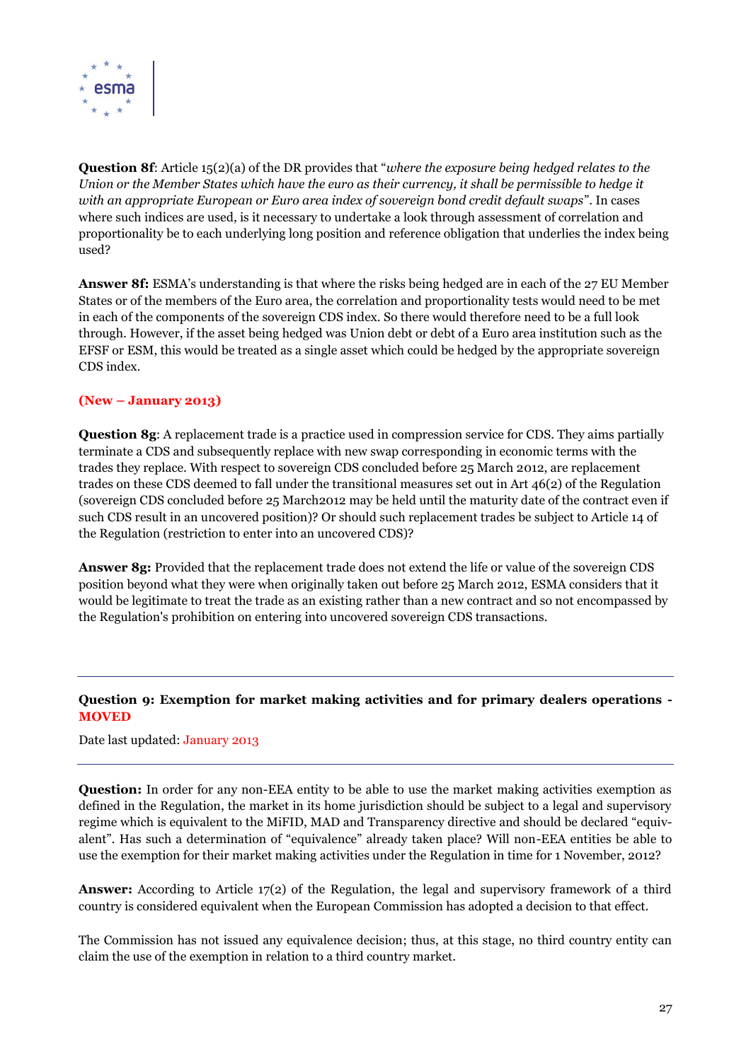**Question 8f**: Article 15(2)(a) of the DR provides that "*where the exposure being hedged relates to the Union or the Member States which have the euro as their currency, it shall be permissible to hedge it with an appropriate European or Euro area index of sovereign bond credit default swaps*". In cases where such indices are used, is it necessary to undertake a look through assessment of correlation and proportionality be to each underlying long position and reference obligation that underlies the index being used?

**Answer 8f:** ESMA's understanding is that where the risks being hedged are in each of the 27 EU Member States or of the members of the Euro area, the correlation and proportionality tests would need to be met in each of the components of the sovereign CDS index. So there would therefore need to be a full look through. However, if the asset being hedged was Union debt or debt of a Euro area institution such as the EFSF or ESM, this would be treated as a single asset which could be hedged by the appropriate sovereign CDS index.

**(New – January 2013)**

**Question 8g**: A replacement trade is a practice used in compression service for CDS. They aims partially terminate a CDS and subsequently replace with new swap corresponding in economic terms with the trades they replace. With respect to sovereign CDS concluded before 25 March 2012, are replacement trades on these CDS deemed to fall under the transitional measures set out in Art 46(2) of the Regulation (sovereign CDS concluded before 25 March2012 may be held until the maturity date of the contract even if such CDS result in an uncovered position)? Or should such replacement trades be subject to Article 14 of the Regulation (restriction to enter into an uncovered CDS)?

**Answer 8g:** Provided that the replacement trade does not extend the life or value of the sovereign CDS position beyond what they were when originally taken out before 25 March 2012, ESMA considers that it would be legitimate to treat the trade as an existing rather than a new contract and so not encompassed by the Regulation's prohibition on entering into uncovered sovereign CDS transactions.

---

### Question 9: Exemption for market making activities and for primary dealers operations - MOVED

Date last updated: January 2013

---

**Question:** In order for any non-EEA entity to be able to use the market making activities exemption as defined in the Regulation, the market in its home jurisdiction should be subject to a legal and supervisory regime which is equivalent to the MiFID, MAD and Transparency directive and should be declared "equivalent". Has such a determination of "equivalence" already taken place? Will non-EEA entities be able to use the exemption for their market making activities under the Regulation in time for 1 November, 2012?

**Answer:** According to Article 17(2) of the Regulation, the legal and supervisory framework of a third country is considered equivalent when the European Commission has adopted a decision to that effect.

The Commission has not issued any equivalence decision; thus, at this stage, no third country entity can claim the use of the exemption in relation to a third country market.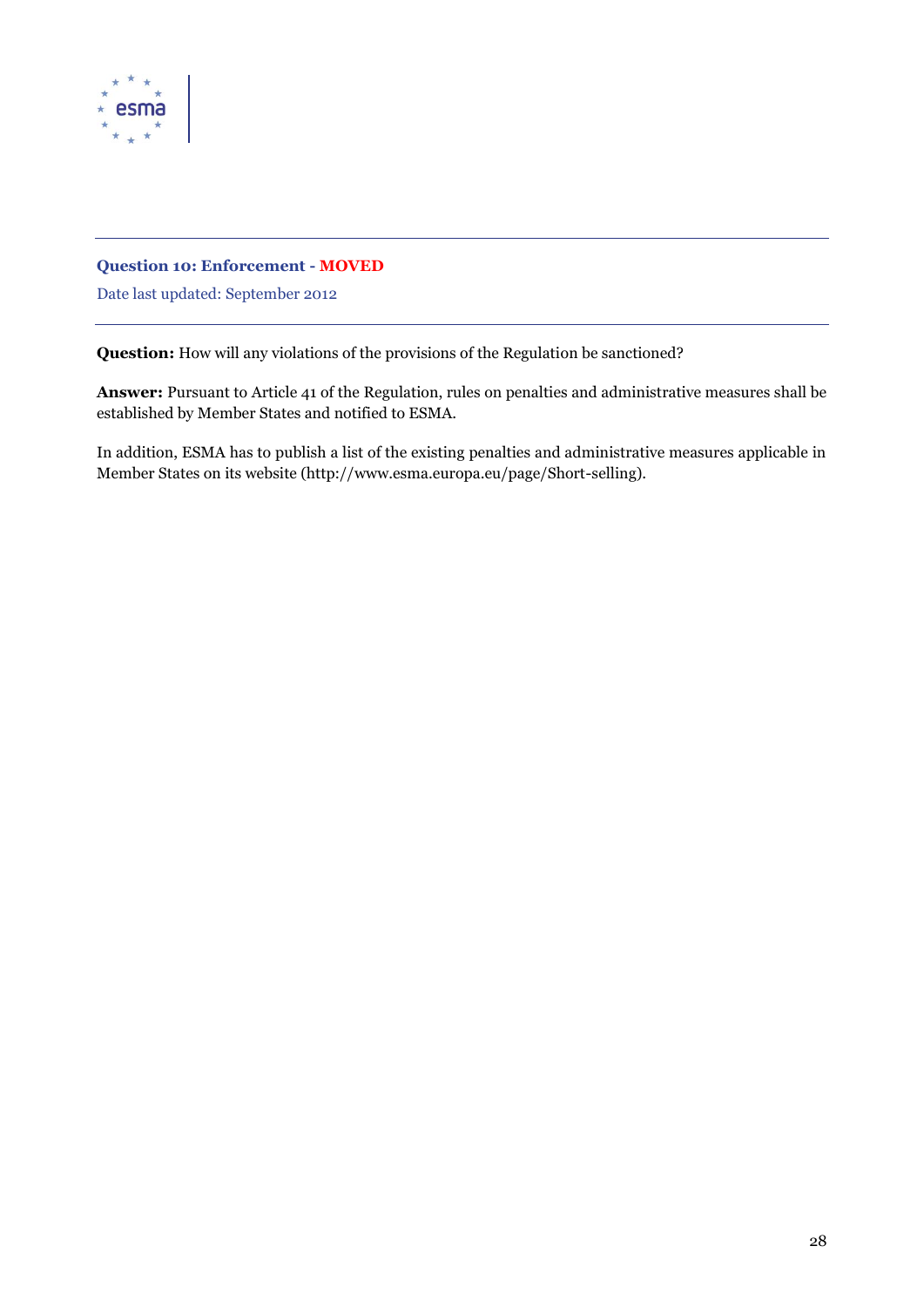### Question 10: Enforcement - MOVED

Date last updated: September 2012

**Question:** How will any violations of the provisions of the Regulation be sanctioned?

**Answer:** Pursuant to Article 41 of the Regulation, rules on penalties and administrative measures shall be established by Member States and notified to ESMA.

In addition, ESMA has to publish a list of the existing penalties and administrative measures applicable in Member States on its website (http://www.esma.europa.eu/page/Short-selling).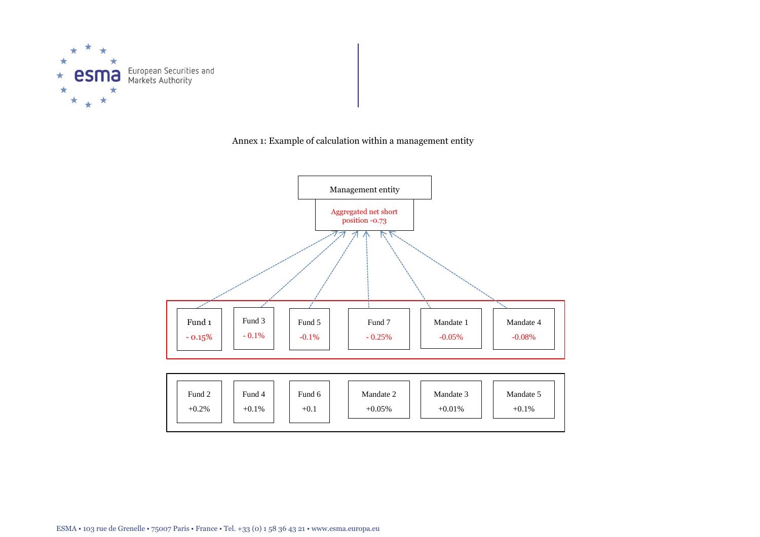Annex 1: Example of calculation within a management entity

Management entity

Aggregated net short position -0.73

| Fund 1 | Fund 3 | Fund 5 | Fund 7 | Mandate 1 | Mandate 4 |
|---|---|---|---|---|---|
| - 0.15% | - 0.1% | -0.1% | - 0.25% | -0.05% | -0.08% |

| Fund 2 | Fund 4 | Fund 6 | Mandate 2 | Mandate 3 | Mandate 5 |
|---|---|---|---|---|---|
| +0.2% | +0.1% | +0.1 | +0.05% | +0.01% | +0.1% |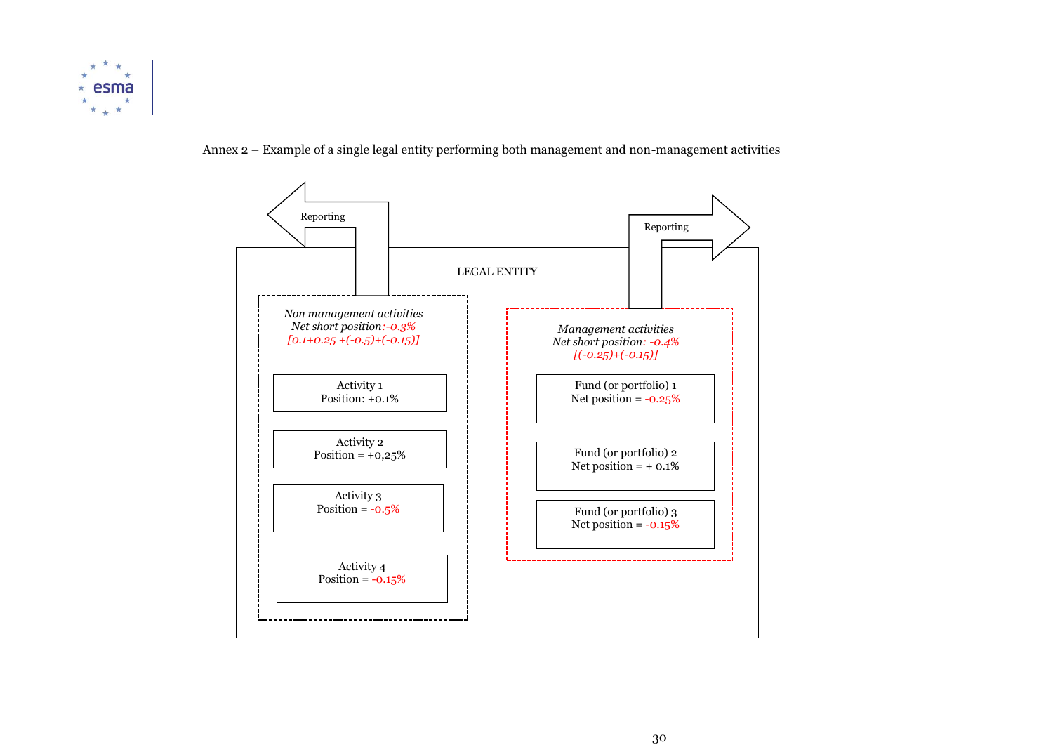Annex 2 – Example of a single legal entity performing both management and non-management activities

Reporting

Reporting

LEGAL ENTITY

*Non management activities*
*Net short position: -0.3%*
*[0.1+0.25 +(-0.5)+(-0.15)]*

Activity 1
Position: +0.1%

Activity 2
Position = +0,25%

Activity 3
Position = -0.5%

Activity 4
Position = -0.15%

*Management activities*
*Net short position: -0.4%*
*[(-0.25)+(-0.15)]*

Fund (or portfolio) 1
Net position = -0.25%

Fund (or portfolio) 2
Net position = + 0.1%

Fund (or portfolio) 3
Net position = -0.15%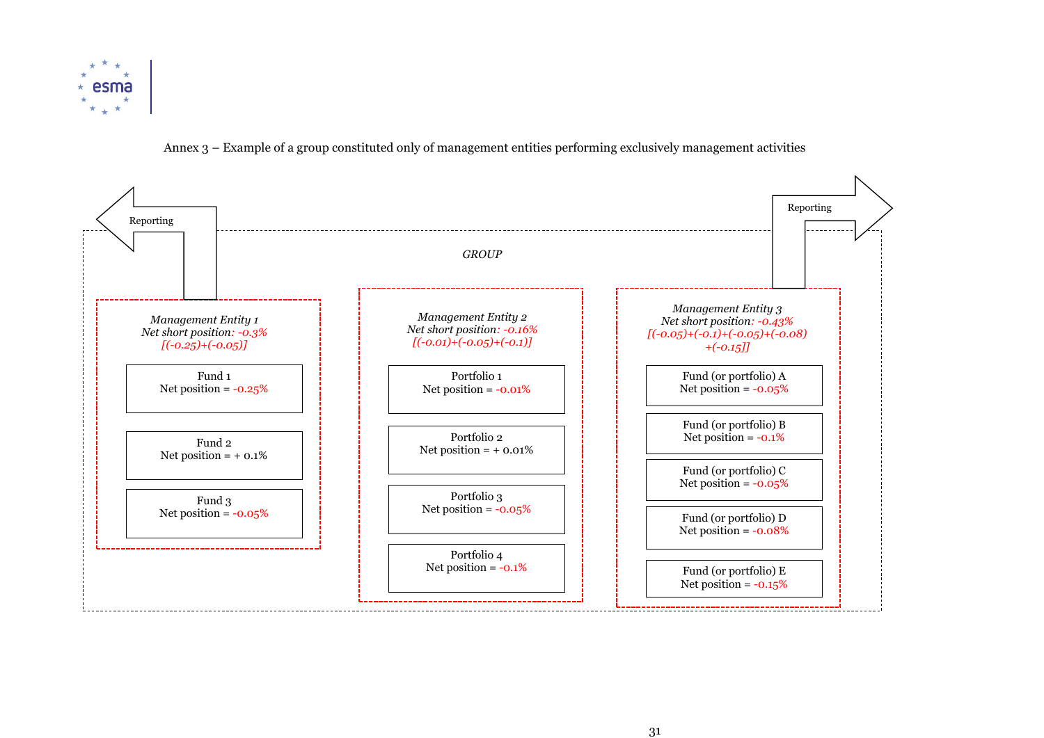Annex 3 – Example of a group constituted only of management entities performing exclusively management activities

Reporting

Reporting

*GROUP*

*Management Entity 1*
*Net short position: -0.3%*
*[(-0.25)+(-0.05)]*

Fund 1
Net position = -0.25%

Fund 2
Net position = + 0.1%

Fund 3
Net position = -0.05%

*Management Entity 2*
*Net short position: -0.16%*
*[(-0.01)+(-0.05)+(-0.1)]*

Portfolio 1
Net position = -0.01%

Portfolio 2
Net position = + 0.01%

Portfolio 3
Net position = -0.05%

Portfolio 4
Net position = -0.1%

*Management Entity 3*
*Net short position: -0.43%*
*[(-0.05)+(-0.1)+(-0.05)+(-0.08) +(-0.15)]*

Fund (or portfolio) A
Net position = -0.05%

Fund (or portfolio) B
Net position = -0.1%

Fund (or portfolio) C
Net position = -0.05%

Fund (or portfolio) D
Net position = -0.08%

Fund (or portfolio) E
Net position = -0.15%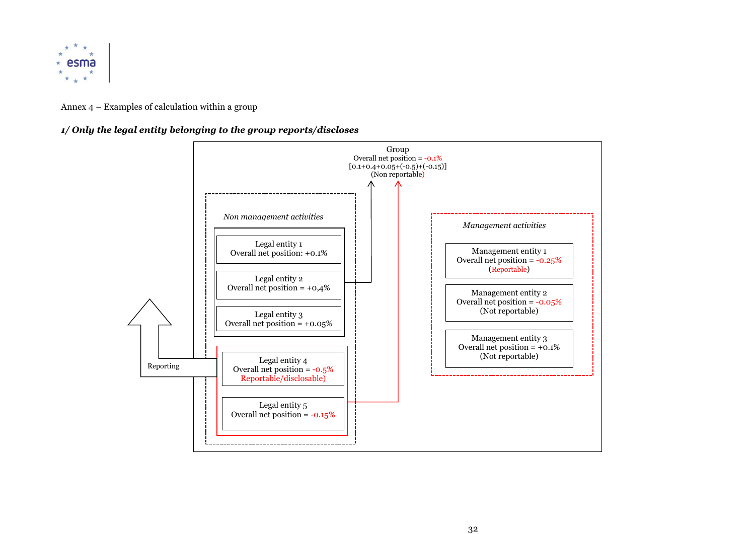Annex 4 – Examples of calculation within a group

***1/ Only the legal entity belonging to the group reports/discloses***

Group
Overall net position = -0.1%
[0.1+0.4+0.05+(-0.5)+(-0.15)]
(Non reportable)

*Non management activities*

Legal entity 1
Overall net position: +0.1%

Legal entity 2
Overall net position = +0,4%

Legal entity 3
Overall net position = +0.05%

Legal entity 4
Overall net position = -0.5%
Reportable/disclosable)

Legal entity 5
Overall net position = -0.15%

Reporting

*Management activities*

Management entity 1
Overall net position = -0.25%
(Reportable)

Management entity 2
Overall net position = -0.05%
(Not reportable)

Management entity 3
Overall net position = +0.1%
(Not reportable)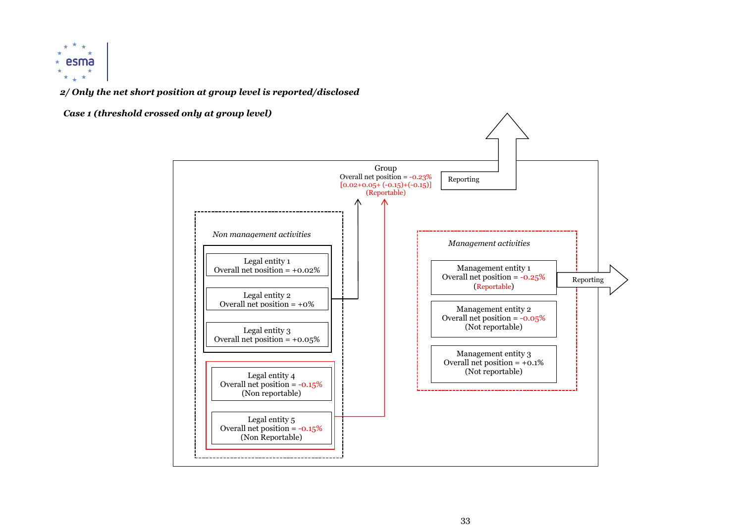*2/ Only the net short position at group level is reported/disclosed*

*Case 1 (threshold crossed only at group level)*

Group
Overall net position = -0.23%
[0.02+0.05+ (-0.15)+(-0.15)]
(Reportable)

Reporting

*Non management activities*

Legal entity 1
Overall net position = +0.02%

Legal entity 2
Overall net position = +0%

Legal entity 3
Overall net position = +0.05%

Legal entity 4
Overall net position = -0.15%
(Non reportable)

Legal entity 5
Overall net position = -0.15%
(Non Reportable)

*Management activities*

Management entity 1
Overall net position = -0.25%
(Reportable)

Reporting

Management entity 2
Overall net position = -0.05%
(Not reportable)

Management entity 3
Overall net position = +0.1%
(Not reportable)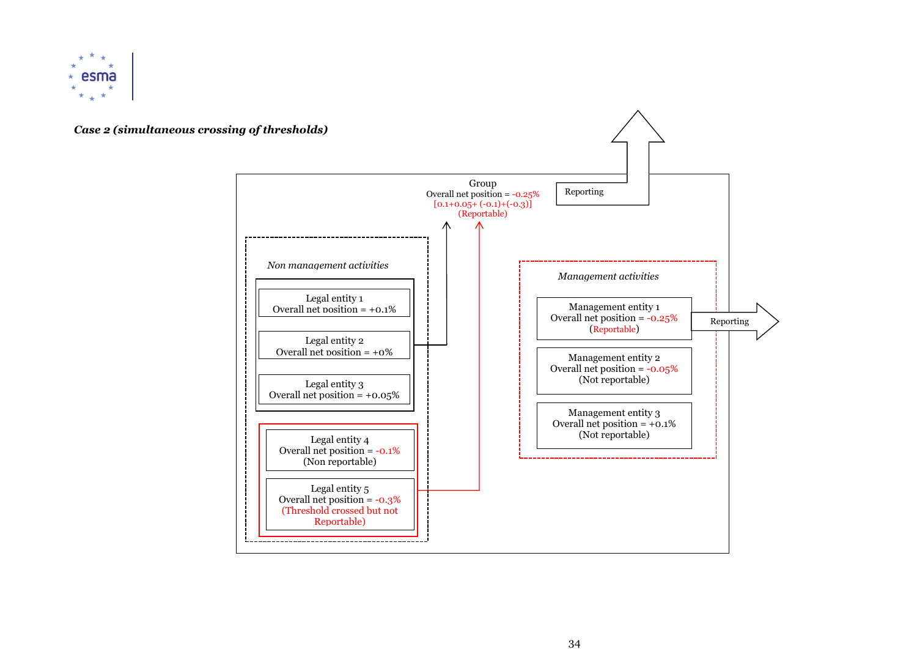***Case 2 (simultaneous crossing of thresholds)***

Group
Overall net position = -0.25%
[0.1+0.05+ (-0.1)+(-0.3)]
(Reportable)

Reporting

*Non management activities*

Legal entity 1
Overall net position = +0.1%

Legal entity 2
Overall net position = +0%

Legal entity 3
Overall net position = +0.05%

Legal entity 4
Overall net position = -0.1%
(Non reportable)

Legal entity 5
Overall net position = -0.3%
(Threshold crossed but not Reportable)

*Management activities*

Management entity 1
Overall net position = -0.25%
(Reportable)

Reporting

Management entity 2
Overall net position = -0.05%
(Not reportable)

Management entity 3
Overall net position = +0.1%
(Not reportable)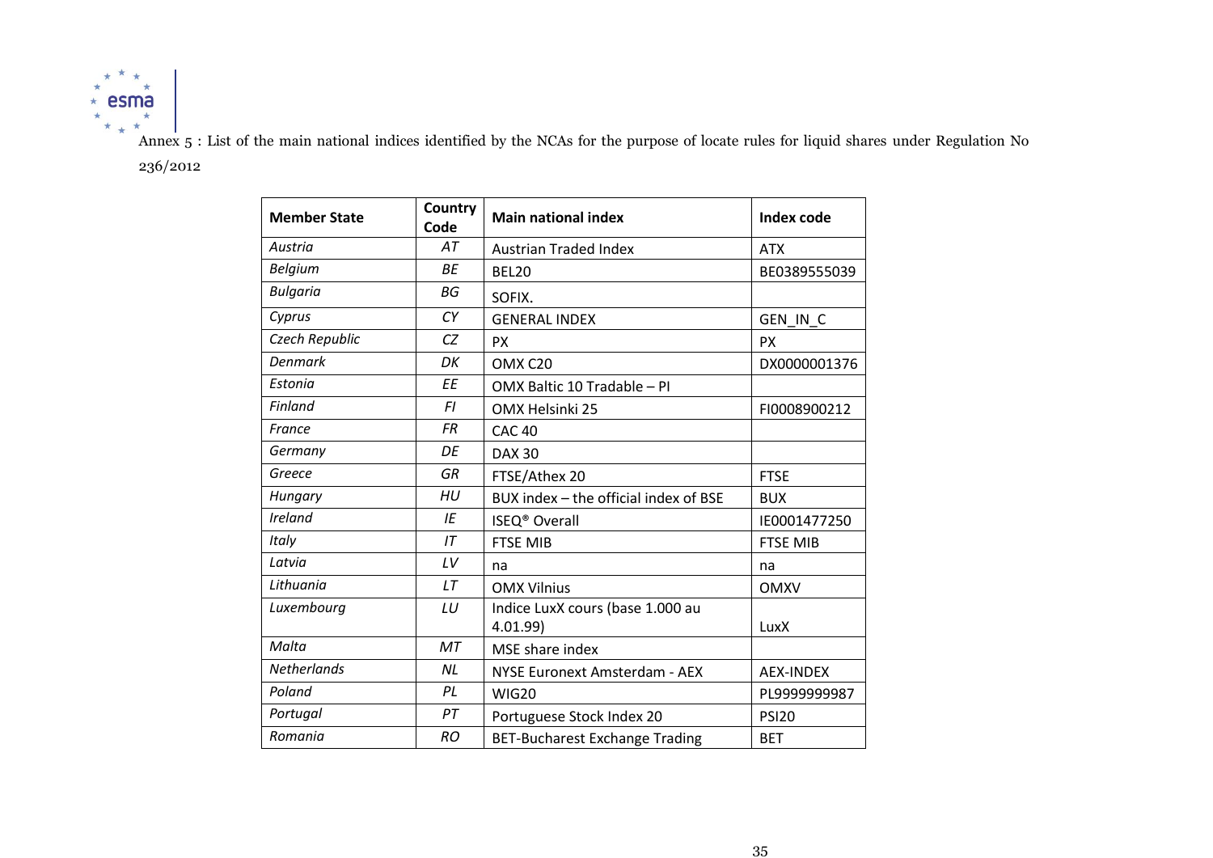Annex 5 : List of the main national indices identified by the NCAs for the purpose of locate rules for liquid shares under Regulation No 236/2012

| Member State | Country Code | Main national index | Index code |
|---|---|---|---|
| *Austria* | *AT* | Austrian Traded Index | ATX |
| *Belgium* | *BE* | BEL20 | BE0389555039 |
| *Bulgaria* | *BG* | SOFIX. | |
| *Cyprus* | *CY* | GENERAL INDEX | GEN_IN_C |
| *Czech Republic* | *CZ* | PX | PX |
| *Denmark* | *DK* | OMX C20 | DX0000001376 |
| *Estonia* | *EE* | OMX Baltic 10 Tradable – PI | |
| *Finland* | *FI* | OMX Helsinki 25 | FI0008900212 |
| *France* | *FR* | CAC 40 | |
| *Germany* | *DE* | DAX 30 | |
| *Greece* | *GR* | FTSE/Athex 20 | FTSE |
| *Hungary* | *HU* | BUX index – the official index of BSE | BUX |
| *Ireland* | *IE* | ISEQ® Overall | IE0001477250 |
| *Italy* | *IT* | FTSE MIB | FTSE MIB |
| *Latvia* | *LV* | na | na |
| *Lithuania* | *LT* | OMX Vilnius | OMXV |
| *Luxembourg* | *LU* | Indice LuxX cours (base 1.000 au 4.01.99) | LuxX |
| *Malta* | *MT* | MSE share index | |
| *Netherlands* | *NL* | NYSE Euronext Amsterdam - AEX | AEX-INDEX |
| *Poland* | *PL* | WIG20 | PL9999999987 |
| *Portugal* | *PT* | Portuguese Stock Index 20 | PSI20 |
| *Romania* | *RO* | BET-Bucharest Exchange Trading | BET |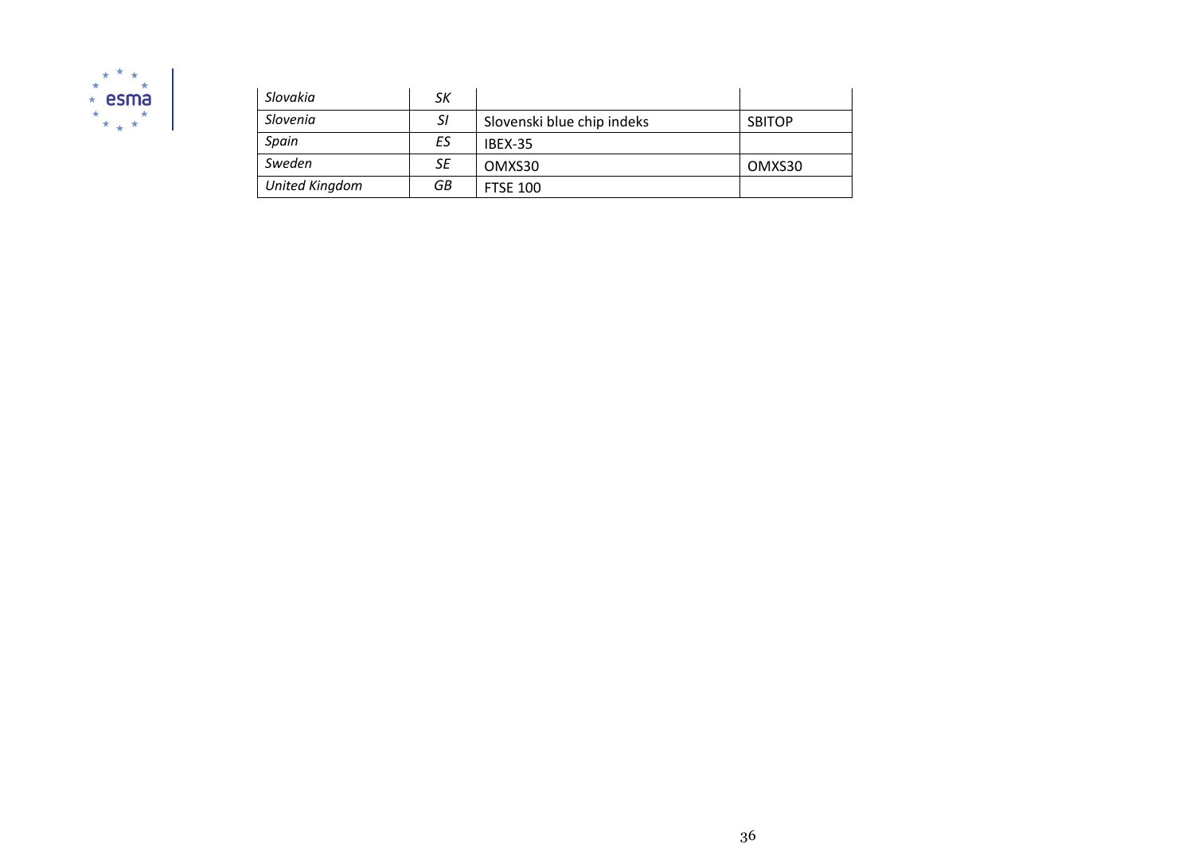| | | | |
|---|---|---|---|
| *Slovakia* | *SK* | | |
| *Slovenia* | *SI* | Slovenski blue chip indeks | SBITOP |
| *Spain* | *ES* | IBEX-35 | |
| *Sweden* | *SE* | OMXS30 | OMXS30 |
| *United Kingdom* | *GB* | FTSE 100 | |